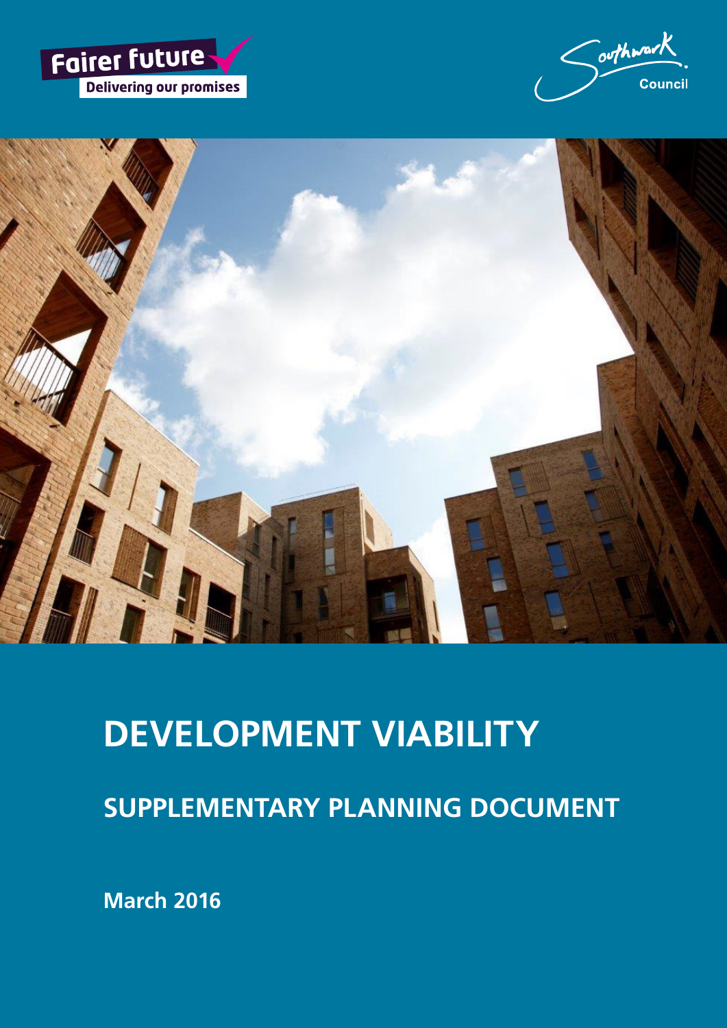Fairer future

Delivering our promises

Southwark Council

# DEVELOPMENT VIABILITY

## SUPPLEMENTARY PLANNING DOCUMENT

**March 2016**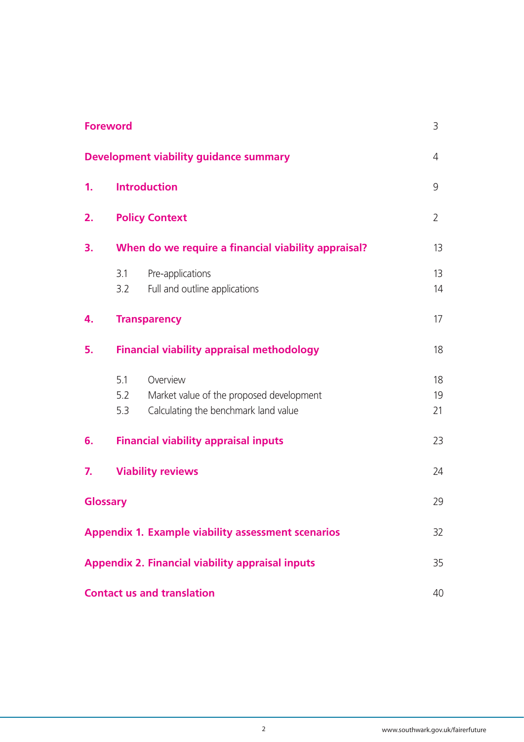| | | |
|---|---|---|
| **Foreword** | | 3 |
| **Development viability guidance summary** | | 4 |
| **1.** | **Introduction** | 9 |
| **2.** | **Policy Context** | 2 |
| **3.** | **When do we require a financial viability appraisal?** | 13 |
| | 3.1 Pre-applications | 13 |
| | 3.2 Full and outline applications | 14 |
| **4.** | **Transparency** | 17 |
| **5.** | **Financial viability appraisal methodology** | 18 |
| | 5.1 Overview | 18 |
| | 5.2 Market value of the proposed development | 19 |
| | 5.3 Calculating the benchmark land value | 21 |
| **6.** | **Financial viability appraisal inputs** | 23 |
| **7.** | **Viability reviews** | 24 |
| **Glossary** | | 29 |
| **Appendix 1. Example viability assessment scenarios** | | 32 |
| **Appendix 2. Financial viability appraisal inputs** | | 35 |
| **Contact us and translation** | | 40 |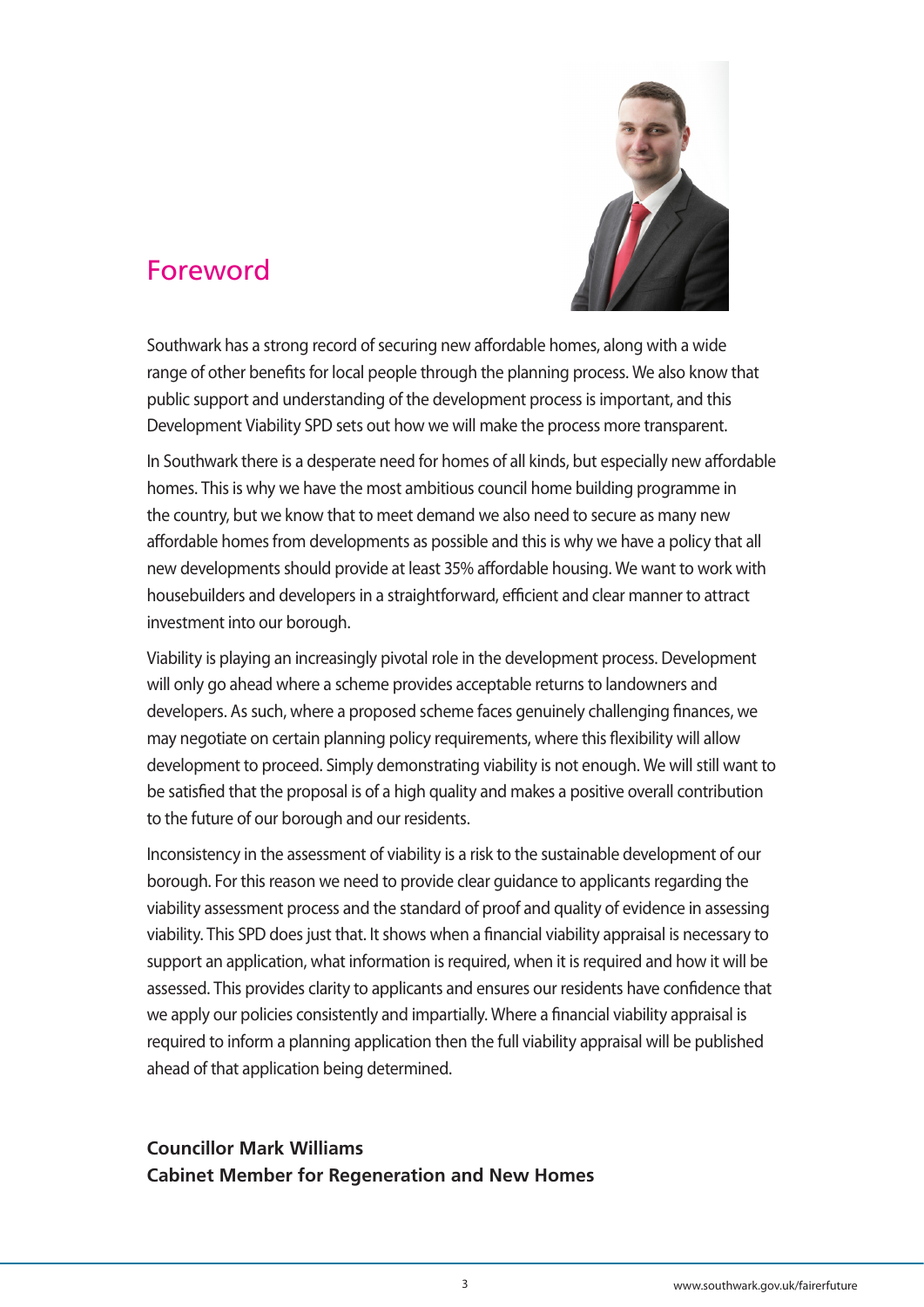# Foreword

Southwark has a strong record of securing new affordable homes, along with a wide range of other benefits for local people through the planning process. We also know that public support and understanding of the development process is important, and this Development Viability SPD sets out how we will make the process more transparent.

In Southwark there is a desperate need for homes of all kinds, but especially new affordable homes. This is why we have the most ambitious council home building programme in the country, but we know that to meet demand we also need to secure as many new affordable homes from developments as possible and this is why we have a policy that all new developments should provide at least 35% affordable housing. We want to work with housebuilders and developers in a straightforward, efficient and clear manner to attract investment into our borough.

Viability is playing an increasingly pivotal role in the development process. Development will only go ahead where a scheme provides acceptable returns to landowners and developers. As such, where a proposed scheme faces genuinely challenging finances, we may negotiate on certain planning policy requirements, where this flexibility will allow development to proceed. Simply demonstrating viability is not enough. We will still want to be satisfied that the proposal is of a high quality and makes a positive overall contribution to the future of our borough and our residents.

Inconsistency in the assessment of viability is a risk to the sustainable development of our borough. For this reason we need to provide clear guidance to applicants regarding the viability assessment process and the standard of proof and quality of evidence in assessing viability. This SPD does just that. It shows when a financial viability appraisal is necessary to support an application, what information is required, when it is required and how it will be assessed. This provides clarity to applicants and ensures our residents have confidence that we apply our policies consistently and impartially. Where a financial viability appraisal is required to inform a planning application then the full viability appraisal will be published ahead of that application being determined.

**Councillor Mark Williams**
**Cabinet Member for Regeneration and New Homes**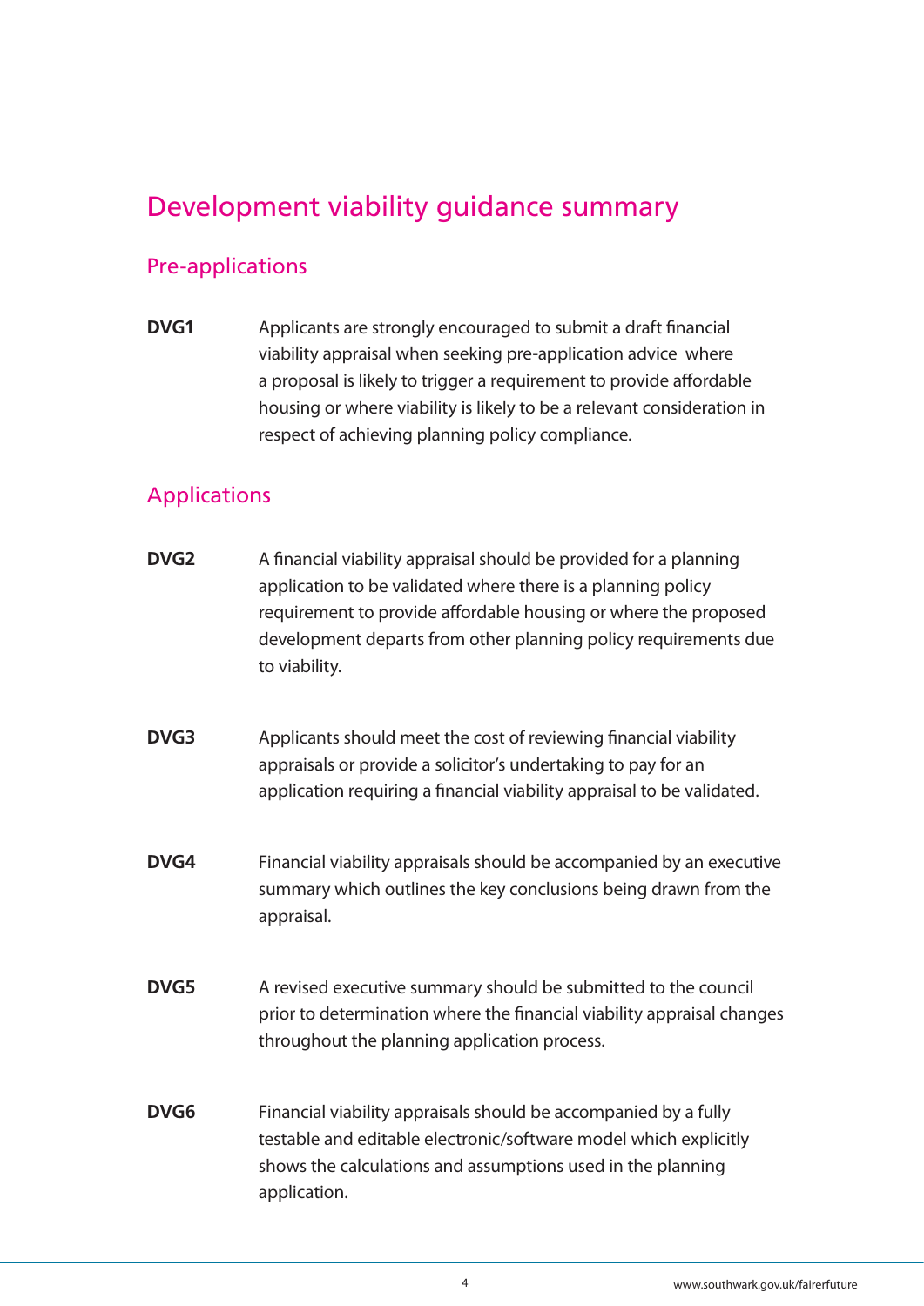# Development viability guidance summary

## Pre-applications

**DVG1** Applicants are strongly encouraged to submit a draft financial viability appraisal when seeking pre-application advice where a proposal is likely to trigger a requirement to provide affordable housing or where viability is likely to be a relevant consideration in respect of achieving planning policy compliance.

## Applications

**DVG2** A financial viability appraisal should be provided for a planning application to be validated where there is a planning policy requirement to provide affordable housing or where the proposed development departs from other planning policy requirements due to viability.

**DVG3** Applicants should meet the cost of reviewing financial viability appraisals or provide a solicitor's undertaking to pay for an application requiring a financial viability appraisal to be validated.

**DVG4** Financial viability appraisals should be accompanied by an executive summary which outlines the key conclusions being drawn from the appraisal.

**DVG5** A revised executive summary should be submitted to the council prior to determination where the financial viability appraisal changes throughout the planning application process.

**DVG6** Financial viability appraisals should be accompanied by a fully testable and editable electronic/software model which explicitly shows the calculations and assumptions used in the planning application.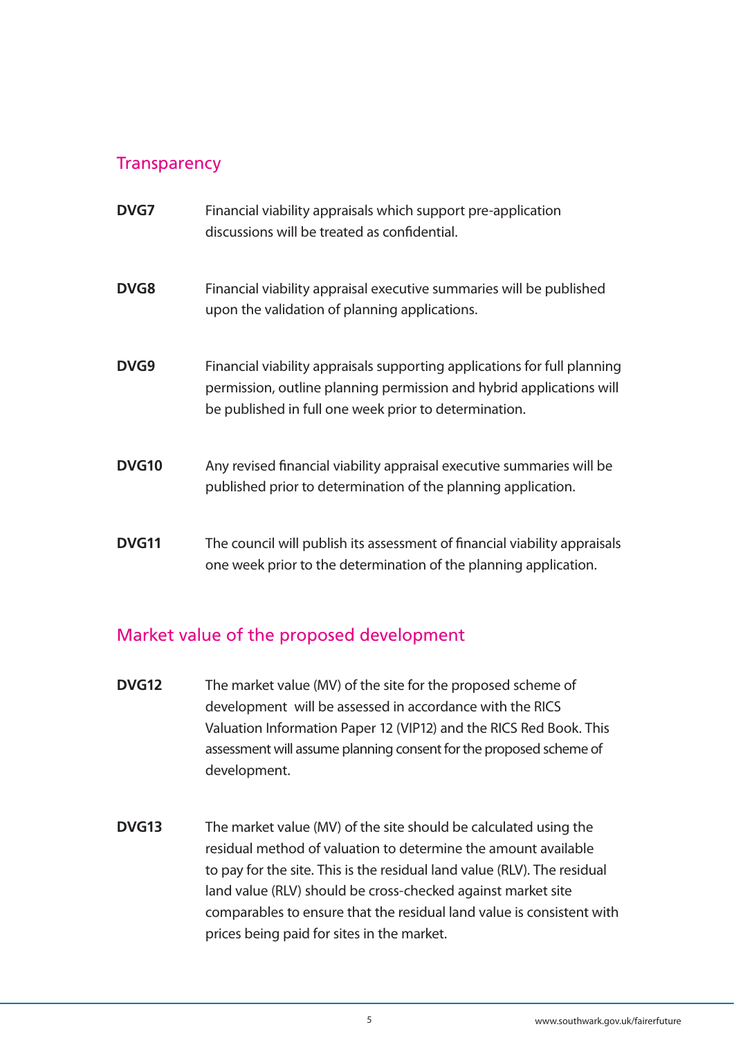## Transparency

**DVG7** Financial viability appraisals which support pre-application discussions will be treated as confidential.

**DVG8** Financial viability appraisal executive summaries will be published upon the validation of planning applications.

**DVG9** Financial viability appraisals supporting applications for full planning permission, outline planning permission and hybrid applications will be published in full one week prior to determination.

**DVG10** Any revised financial viability appraisal executive summaries will be published prior to determination of the planning application.

**DVG11** The council will publish its assessment of financial viability appraisals one week prior to the determination of the planning application.

## Market value of the proposed development

**DVG12** The market value (MV) of the site for the proposed scheme of development will be assessed in accordance with the RICS Valuation Information Paper 12 (VIP12) and the RICS Red Book. This assessment will assume planning consent for the proposed scheme of development.

**DVG13** The market value (MV) of the site should be calculated using the residual method of valuation to determine the amount available to pay for the site. This is the residual land value (RLV). The residual land value (RLV) should be cross-checked against market site comparables to ensure that the residual land value is consistent with prices being paid for sites in the market.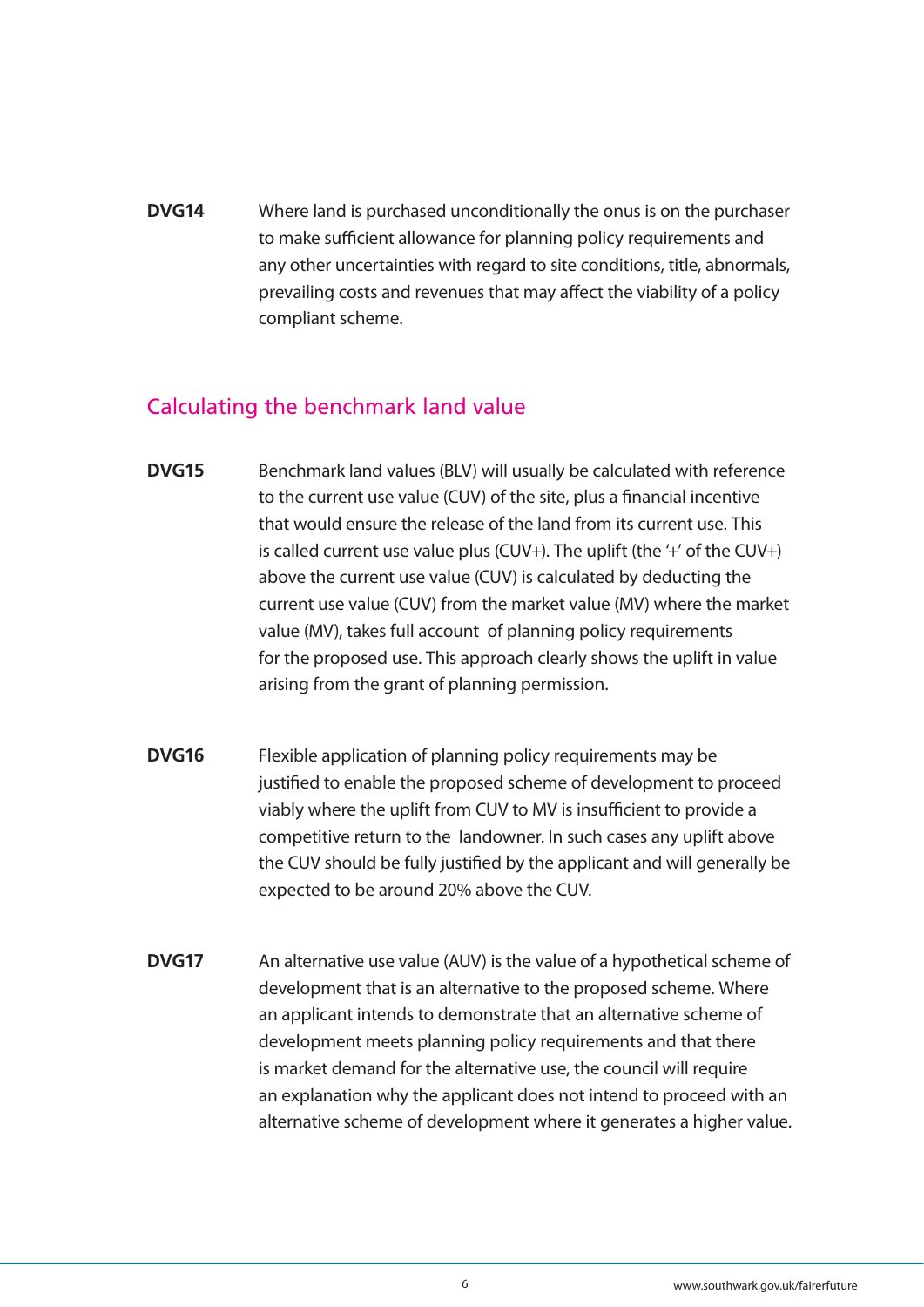**DVG14** Where land is purchased unconditionally the onus is on the purchaser to make sufficient allowance for planning policy requirements and any other uncertainties with regard to site conditions, title, abnormals, prevailing costs and revenues that may affect the viability of a policy compliant scheme.

## Calculating the benchmark land value

**DVG15** Benchmark land values (BLV) will usually be calculated with reference to the current use value (CUV) of the site, plus a financial incentive that would ensure the release of the land from its current use. This is called current use value plus (CUV+). The uplift (the '+' of the CUV+) above the current use value (CUV) is calculated by deducting the current use value (CUV) from the market value (MV) where the market value (MV), takes full account of planning policy requirements for the proposed use. This approach clearly shows the uplift in value arising from the grant of planning permission.

**DVG16** Flexible application of planning policy requirements may be justified to enable the proposed scheme of development to proceed viably where the uplift from CUV to MV is insufficient to provide a competitive return to the landowner. In such cases any uplift above the CUV should be fully justified by the applicant and will generally be expected to be around 20% above the CUV.

**DVG17** An alternative use value (AUV) is the value of a hypothetical scheme of development that is an alternative to the proposed scheme. Where an applicant intends to demonstrate that an alternative scheme of development meets planning policy requirements and that there is market demand for the alternative use, the council will require an explanation why the applicant does not intend to proceed with an alternative scheme of development where it generates a higher value.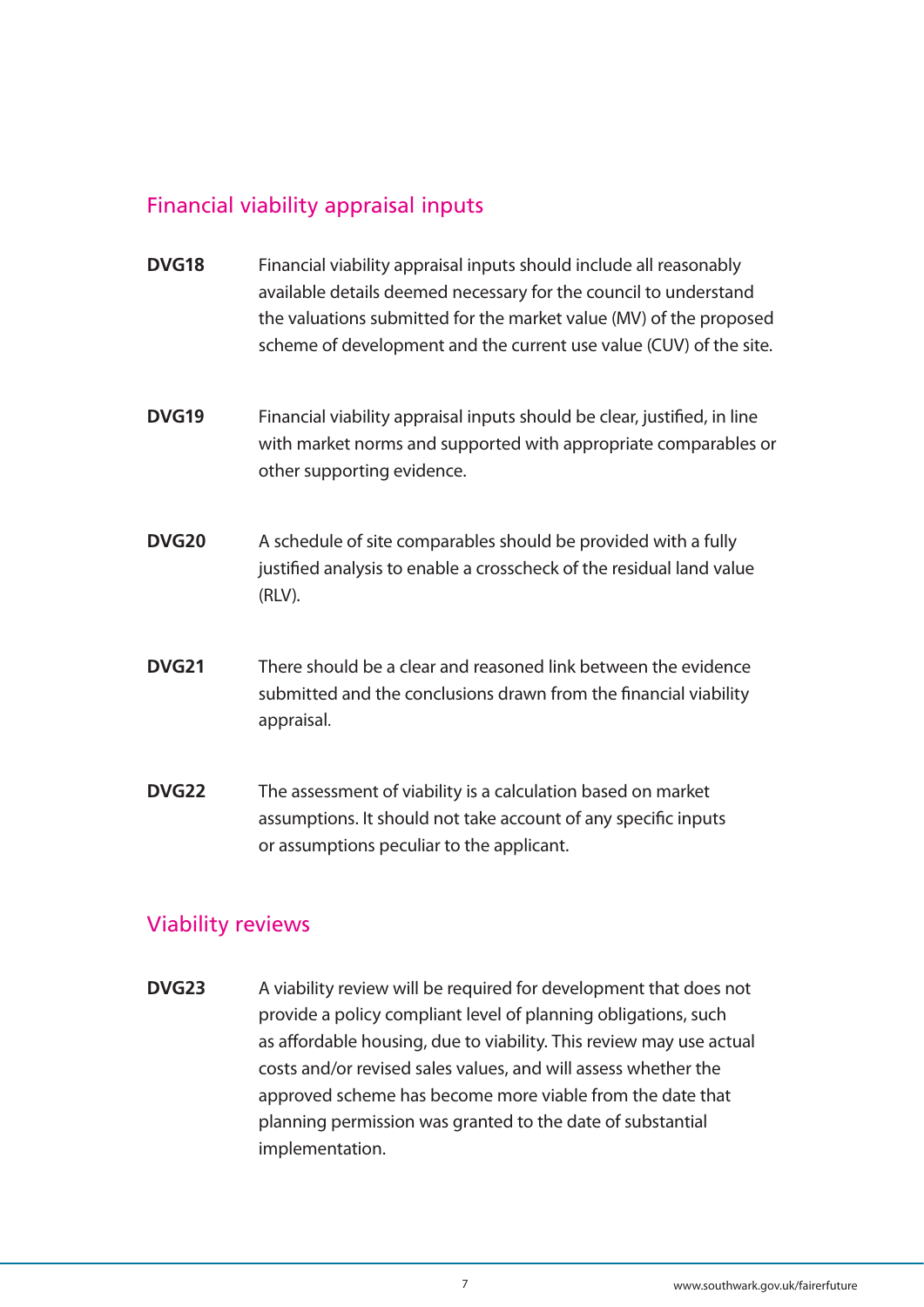## Financial viability appraisal inputs

**DVG18** Financial viability appraisal inputs should include all reasonably available details deemed necessary for the council to understand the valuations submitted for the market value (MV) of the proposed scheme of development and the current use value (CUV) of the site.

**DVG19** Financial viability appraisal inputs should be clear, justified, in line with market norms and supported with appropriate comparables or other supporting evidence.

**DVG20** A schedule of site comparables should be provided with a fully justified analysis to enable a crosscheck of the residual land value (RLV).

**DVG21** There should be a clear and reasoned link between the evidence submitted and the conclusions drawn from the financial viability appraisal.

**DVG22** The assessment of viability is a calculation based on market assumptions. It should not take account of any specific inputs or assumptions peculiar to the applicant.

## Viability reviews

**DVG23** A viability review will be required for development that does not provide a policy compliant level of planning obligations, such as affordable housing, due to viability. This review may use actual costs and/or revised sales values, and will assess whether the approved scheme has become more viable from the date that planning permission was granted to the date of substantial implementation.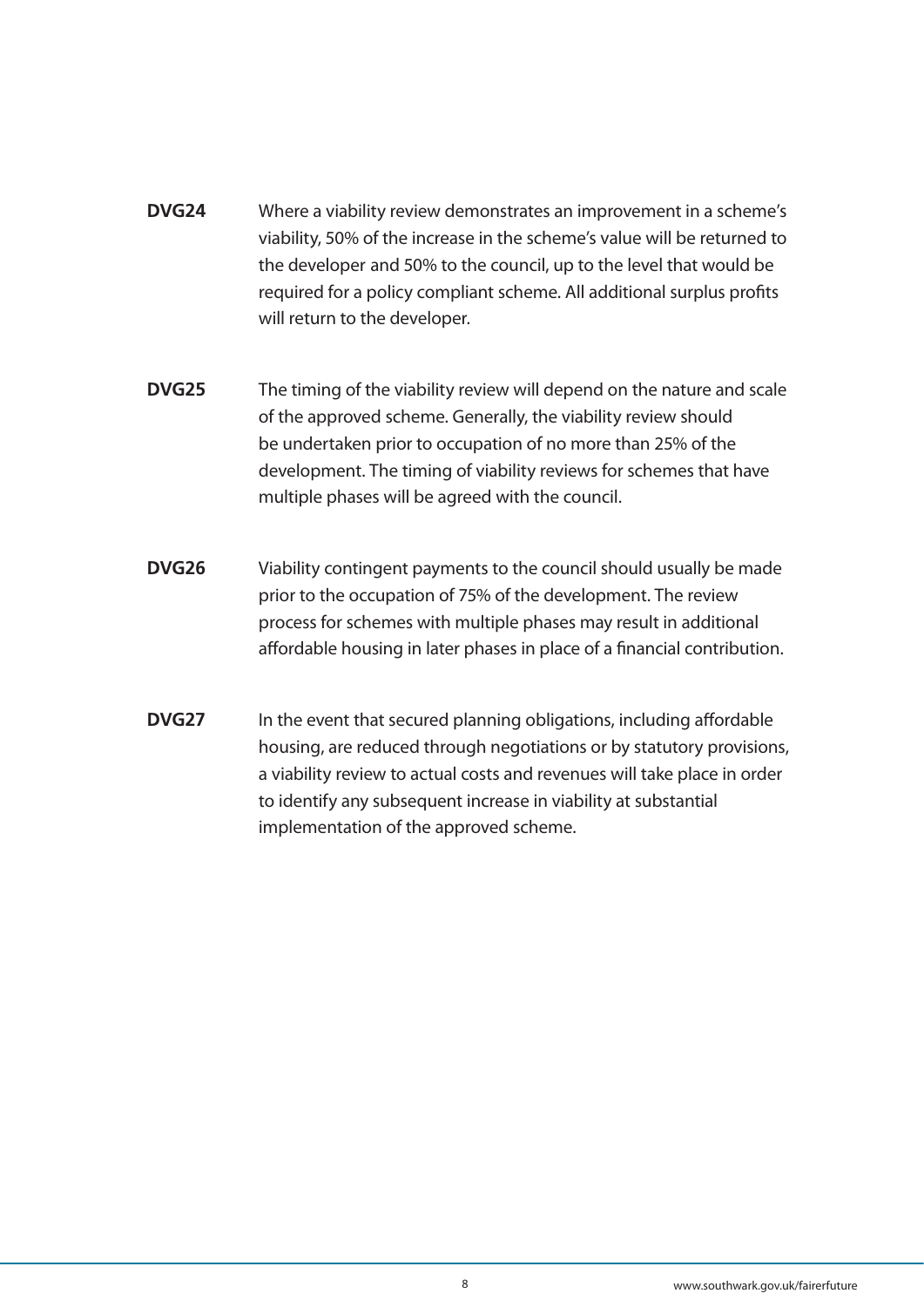**DVG24** Where a viability review demonstrates an improvement in a scheme's viability, 50% of the increase in the scheme's value will be returned to the developer and 50% to the council, up to the level that would be required for a policy compliant scheme. All additional surplus profits will return to the developer.

**DVG25** The timing of the viability review will depend on the nature and scale of the approved scheme. Generally, the viability review should be undertaken prior to occupation of no more than 25% of the development. The timing of viability reviews for schemes that have multiple phases will be agreed with the council.

**DVG26** Viability contingent payments to the council should usually be made prior to the occupation of 75% of the development. The review process for schemes with multiple phases may result in additional affordable housing in later phases in place of a financial contribution.

**DVG27** In the event that secured planning obligations, including affordable housing, are reduced through negotiations or by statutory provisions, a viability review to actual costs and revenues will take place in order to identify any subsequent increase in viability at substantial implementation of the approved scheme.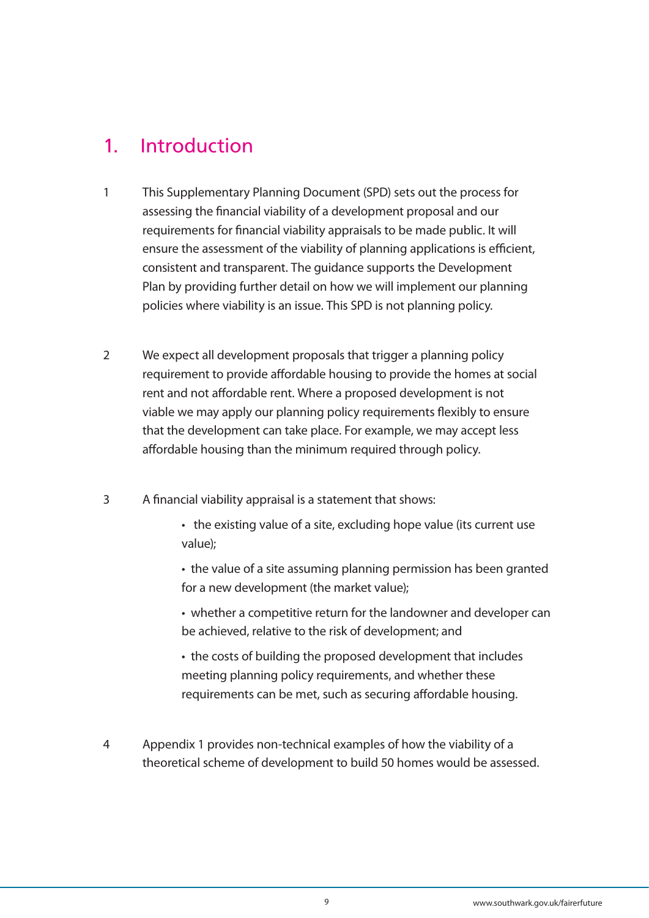# 1. Introduction

1 This Supplementary Planning Document (SPD) sets out the process for assessing the financial viability of a development proposal and our requirements for financial viability appraisals to be made public. It will ensure the assessment of the viability of planning applications is efficient, consistent and transparent. The guidance supports the Development Plan by providing further detail on how we will implement our planning policies where viability is an issue. This SPD is not planning policy.

2 We expect all development proposals that trigger a planning policy requirement to provide affordable housing to provide the homes at social rent and not affordable rent. Where a proposed development is not viable we may apply our planning policy requirements flexibly to ensure that the development can take place. For example, we may accept less affordable housing than the minimum required through policy.

3 A financial viability appraisal is a statement that shows:

- the existing value of a site, excluding hope value (its current use value);
- the value of a site assuming planning permission has been granted for a new development (the market value);
- whether a competitive return for the landowner and developer can be achieved, relative to the risk of development; and
- the costs of building the proposed development that includes meeting planning policy requirements, and whether these requirements can be met, such as securing affordable housing.

4 Appendix 1 provides non-technical examples of how the viability of a theoretical scheme of development to build 50 homes would be assessed.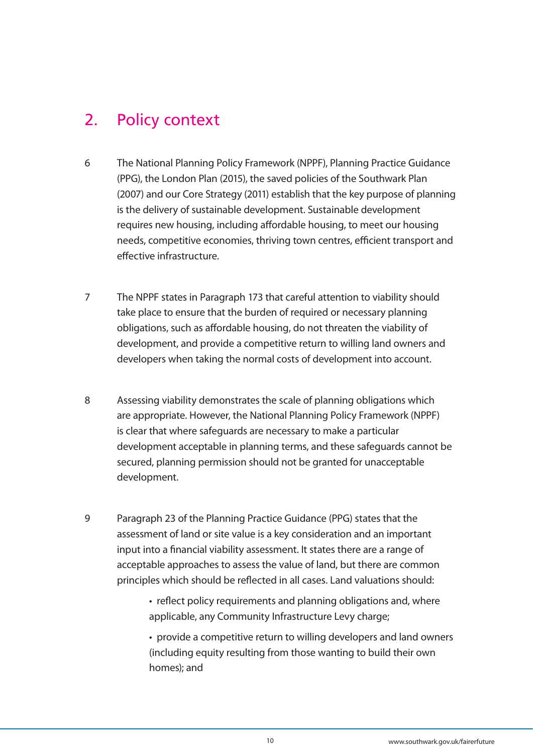## 2. Policy context

6 The National Planning Policy Framework (NPPF), Planning Practice Guidance (PPG), the London Plan (2015), the saved policies of the Southwark Plan (2007) and our Core Strategy (2011) establish that the key purpose of planning is the delivery of sustainable development. Sustainable development requires new housing, including affordable housing, to meet our housing needs, competitive economies, thriving town centres, efficient transport and effective infrastructure.

7 The NPPF states in Paragraph 173 that careful attention to viability should take place to ensure that the burden of required or necessary planning obligations, such as affordable housing, do not threaten the viability of development, and provide a competitive return to willing land owners and developers when taking the normal costs of development into account.

8 Assessing viability demonstrates the scale of planning obligations which are appropriate. However, the National Planning Policy Framework (NPPF) is clear that where safeguards are necessary to make a particular development acceptable in planning terms, and these safeguards cannot be secured, planning permission should not be granted for unacceptable development.

9 Paragraph 23 of the Planning Practice Guidance (PPG) states that the assessment of land or site value is a key consideration and an important input into a financial viability assessment. It states there are a range of acceptable approaches to assess the value of land, but there are common principles which should be reflected in all cases. Land valuations should:

- reflect policy requirements and planning obligations and, where applicable, any Community Infrastructure Levy charge;
- provide a competitive return to willing developers and land owners (including equity resulting from those wanting to build their own homes); and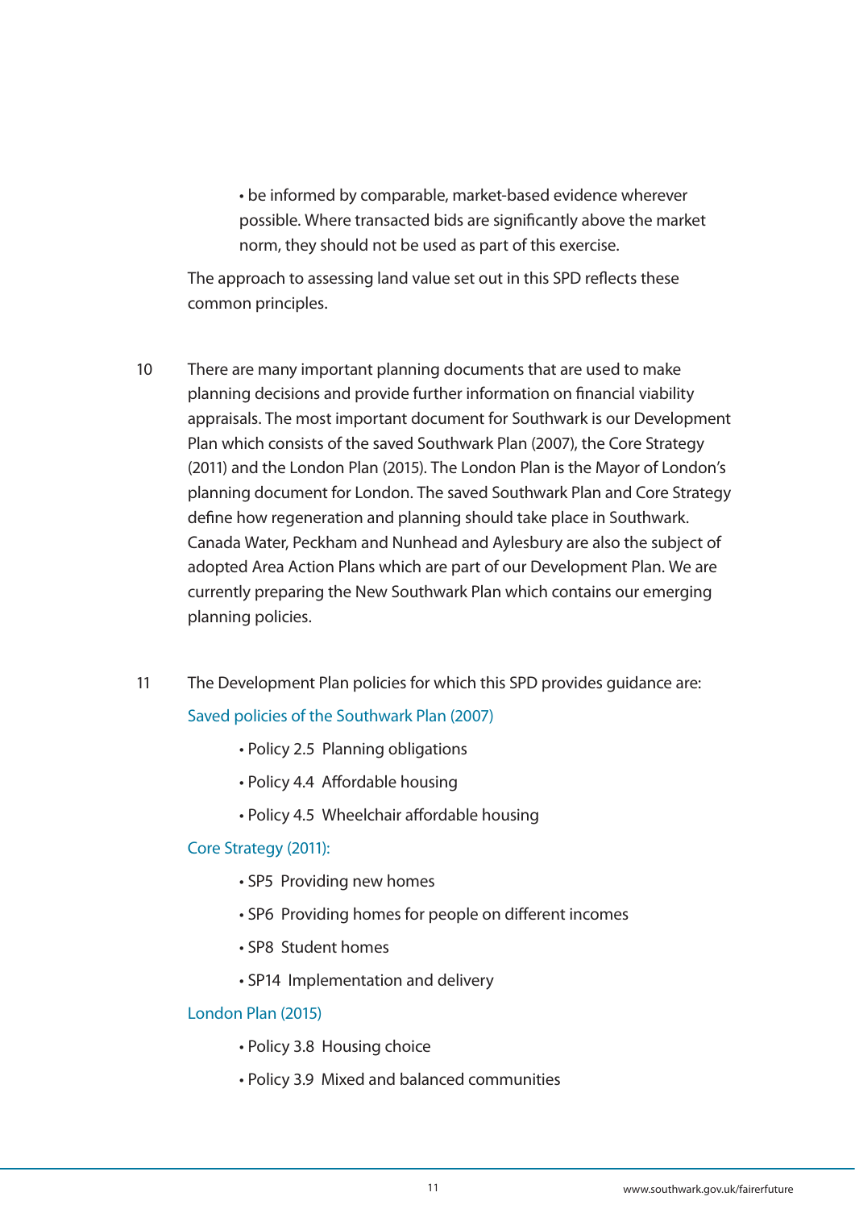- be informed by comparable, market-based evidence wherever possible. Where transacted bids are significantly above the market norm, they should not be used as part of this exercise.

The approach to assessing land value set out in this SPD reflects these common principles.

10 There are many important planning documents that are used to make planning decisions and provide further information on financial viability appraisals. The most important document for Southwark is our Development Plan which consists of the saved Southwark Plan (2007), the Core Strategy (2011) and the London Plan (2015). The London Plan is the Mayor of London's planning document for London. The saved Southwark Plan and Core Strategy define how regeneration and planning should take place in Southwark. Canada Water, Peckham and Nunhead and Aylesbury are also the subject of adopted Area Action Plans which are part of our Development Plan. We are currently preparing the New Southwark Plan which contains our emerging planning policies.

11 The Development Plan policies for which this SPD provides guidance are:

Saved policies of the Southwark Plan (2007)

- Policy 2.5 Planning obligations
- Policy 4.4 Affordable housing
- Policy 4.5 Wheelchair affordable housing

Core Strategy (2011):

- SP5 Providing new homes
- SP6 Providing homes for people on different incomes
- SP8 Student homes
- SP14 Implementation and delivery

London Plan (2015)

- Policy 3.8 Housing choice
- Policy 3.9 Mixed and balanced communities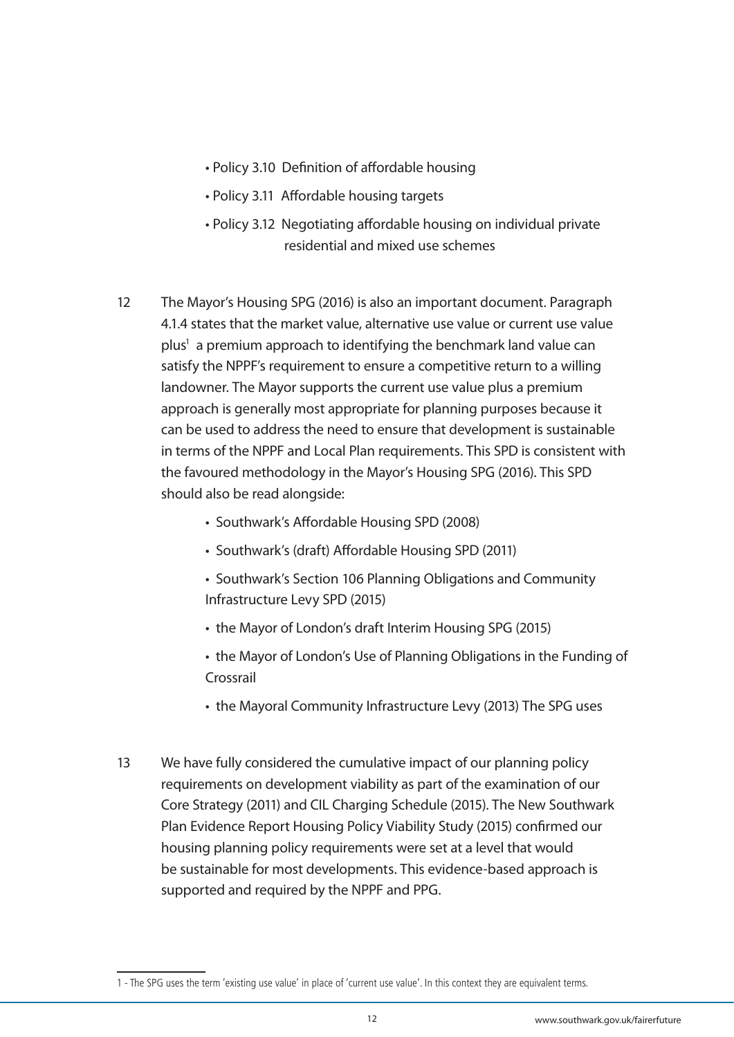- Policy 3.10 Definition of affordable housing
- Policy 3.11 Affordable housing targets
- Policy 3.12 Negotiating affordable housing on individual private residential and mixed use schemes

12 The Mayor's Housing SPG (2016) is also an important document. Paragraph 4.1.4 states that the market value, alternative use value or current use value plus[1] a premium approach to identifying the benchmark land value can satisfy the NPPF's requirement to ensure a competitive return to a willing landowner. The Mayor supports the current use value plus a premium approach is generally most appropriate for planning purposes because it can be used to address the need to ensure that development is sustainable in terms of the NPPF and Local Plan requirements. This SPD is consistent with the favoured methodology in the Mayor's Housing SPG (2016). This SPD should also be read alongside:

- Southwark's Affordable Housing SPD (2008)
- Southwark's (draft) Affordable Housing SPD (2011)
- Southwark's Section 106 Planning Obligations and Community Infrastructure Levy SPD (2015)
- the Mayor of London's draft Interim Housing SPG (2015)
- the Mayor of London's Use of Planning Obligations in the Funding of Crossrail
- the Mayoral Community Infrastructure Levy (2013) The SPG uses

13 We have fully considered the cumulative impact of our planning policy requirements on development viability as part of the examination of our Core Strategy (2011) and CIL Charging Schedule (2015). The New Southwark Plan Evidence Report Housing Policy Viability Study (2015) confirmed our housing planning policy requirements were set at a level that would be sustainable for most developments. This evidence-based approach is supported and required by the NPPF and PPG.

---

1 - The SPG uses the term 'existing use value' in place of 'current use value'. In this context they are equivalent terms.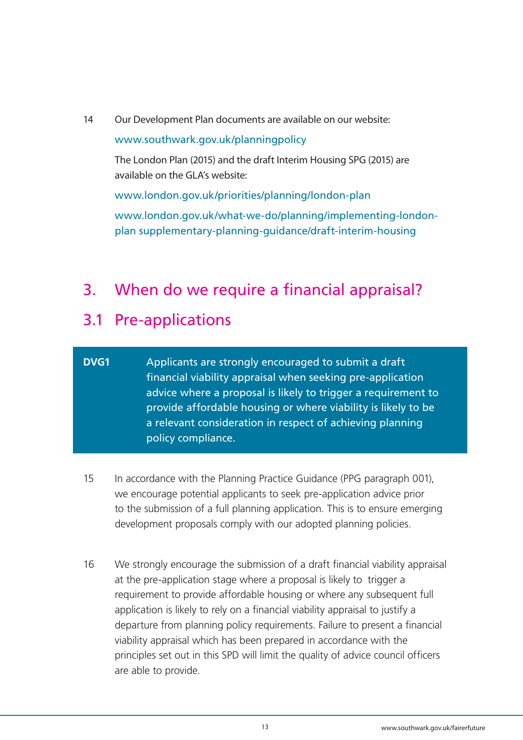14 Our Development Plan documents are available on our website:

www.southwark.gov.uk/planningpolicy

The London Plan (2015) and the draft Interim Housing SPG (2015) are available on the GLA's website:

www.london.gov.uk/priorities/planning/london-plan

www.london.gov.uk/what-we-do/planning/implementing-london-plan supplementary-planning-guidance/draft-interim-housing

# 3. When do we require a financial appraisal?

## 3.1 Pre-applications

**DVG1** Applicants are strongly encouraged to submit a draft financial viability appraisal when seeking pre-application advice where a proposal is likely to trigger a requirement to provide affordable housing or where viability is likely to be a relevant consideration in respect of achieving planning policy compliance.

15 In accordance with the Planning Practice Guidance (PPG paragraph 001), we encourage potential applicants to seek pre-application advice prior to the submission of a full planning application. This is to ensure emerging development proposals comply with our adopted planning policies.

16 We strongly encourage the submission of a draft financial viability appraisal at the pre-application stage where a proposal is likely to trigger a requirement to provide affordable housing or where any subsequent full application is likely to rely on a financial viability appraisal to justify a departure from planning policy requirements. Failure to present a financial viability appraisal which has been prepared in accordance with the principles set out in this SPD will limit the quality of advice council officers are able to provide.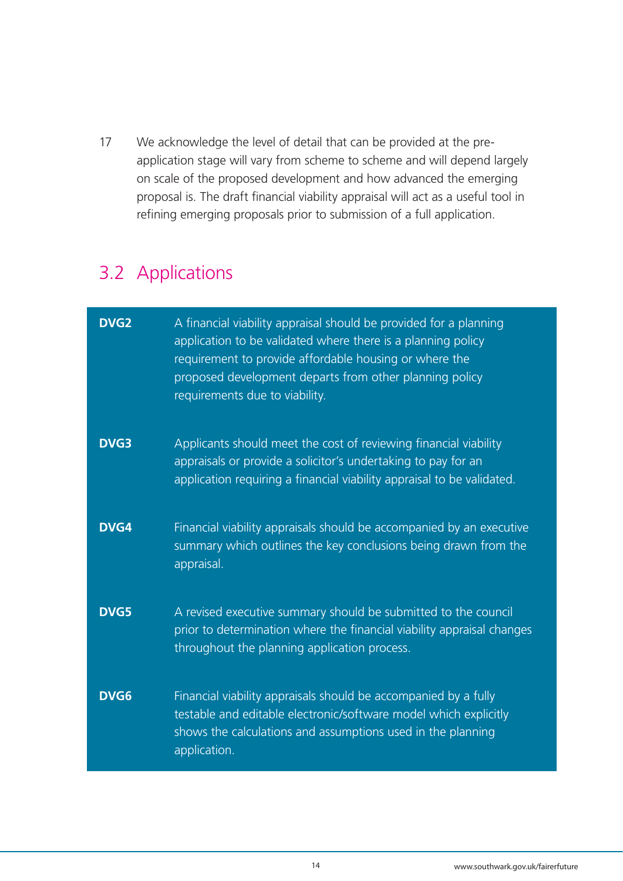17 We acknowledge the level of detail that can be provided at the pre-application stage will vary from scheme to scheme and will depend largely on scale of the proposed development and how advanced the emerging proposal is. The draft financial viability appraisal will act as a useful tool in refining emerging proposals prior to submission of a full application.

## 3.2 Applications

| | |
|---|---|
| **DVG2** | A financial viability appraisal should be provided for a planning application to be validated where there is a planning policy requirement to provide affordable housing or where the proposed development departs from other planning policy requirements due to viability. |
| **DVG3** | Applicants should meet the cost of reviewing financial viability appraisals or provide a solicitor's undertaking to pay for an application requiring a financial viability appraisal to be validated. |
| **DVG4** | Financial viability appraisals should be accompanied by an executive summary which outlines the key conclusions being drawn from the appraisal. |
| **DVG5** | A revised executive summary should be submitted to the council prior to determination where the financial viability appraisal changes throughout the planning application process. |
| **DVG6** | Financial viability appraisals should be accompanied by a fully testable and editable electronic/software model which explicitly shows the calculations and assumptions used in the planning application. |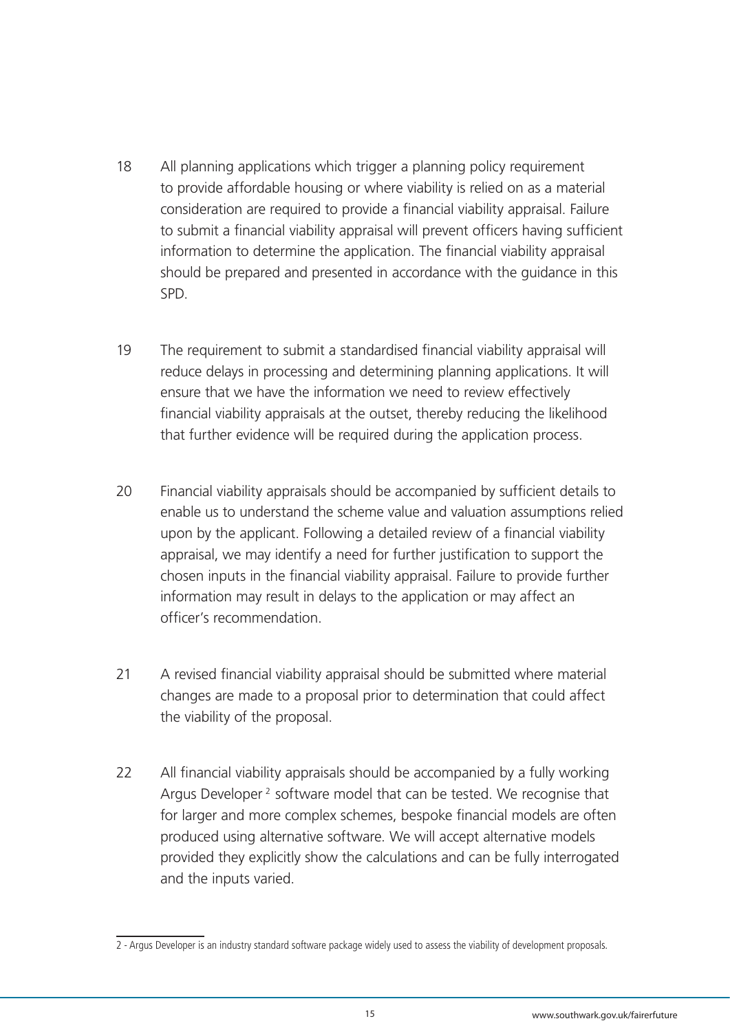18 All planning applications which trigger a planning policy requirement to provide affordable housing or where viability is relied on as a material consideration are required to provide a financial viability appraisal. Failure to submit a financial viability appraisal will prevent officers having sufficient information to determine the application. The financial viability appraisal should be prepared and presented in accordance with the guidance in this SPD.

19 The requirement to submit a standardised financial viability appraisal will reduce delays in processing and determining planning applications. It will ensure that we have the information we need to review effectively financial viability appraisals at the outset, thereby reducing the likelihood that further evidence will be required during the application process.

20 Financial viability appraisals should be accompanied by sufficient details to enable us to understand the scheme value and valuation assumptions relied upon by the applicant. Following a detailed review of a financial viability appraisal, we may identify a need for further justification to support the chosen inputs in the financial viability appraisal. Failure to provide further information may result in delays to the application or may affect an officer's recommendation.

21 A revised financial viability appraisal should be submitted where material changes are made to a proposal prior to determination that could affect the viability of the proposal.

22 All financial viability appraisals should be accompanied by a fully working Argus Developer [2] software model that can be tested. We recognise that for larger and more complex schemes, bespoke financial models are often produced using alternative software. We will accept alternative models provided they explicitly show the calculations and can be fully interrogated and the inputs varied.

---

2 - Argus Developer is an industry standard software package widely used to assess the viability of development proposals.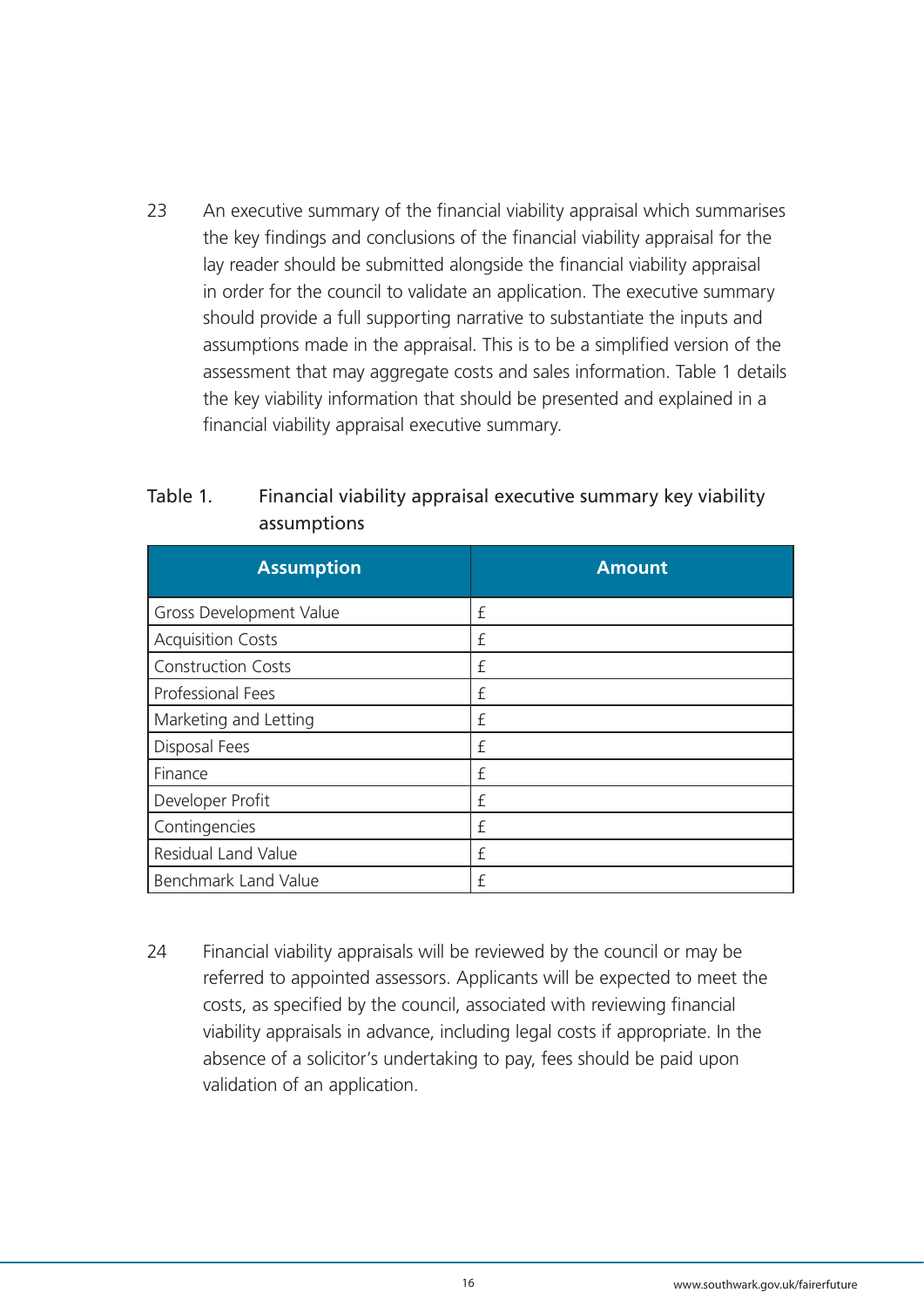23 An executive summary of the financial viability appraisal which summarises the key findings and conclusions of the financial viability appraisal for the lay reader should be submitted alongside the financial viability appraisal in order for the council to validate an application. The executive summary should provide a full supporting narrative to substantiate the inputs and assumptions made in the appraisal. This is to be a simplified version of the assessment that may aggregate costs and sales information. Table 1 details the key viability information that should be presented and explained in a financial viability appraisal executive summary.

Table 1. Financial viability appraisal executive summary key viability assumptions

| Assumption | Amount |
|---|---|
| Gross Development Value | £ |
| Acquisition Costs | £ |
| Construction Costs | £ |
| Professional Fees | £ |
| Marketing and Letting | £ |
| Disposal Fees | £ |
| Finance | £ |
| Developer Profit | £ |
| Contingencies | £ |
| Residual Land Value | £ |
| Benchmark Land Value | £ |

24 Financial viability appraisals will be reviewed by the council or may be referred to appointed assessors. Applicants will be expected to meet the costs, as specified by the council, associated with reviewing financial viability appraisals in advance, including legal costs if appropriate. In the absence of a solicitor's undertaking to pay, fees should be paid upon validation of an application.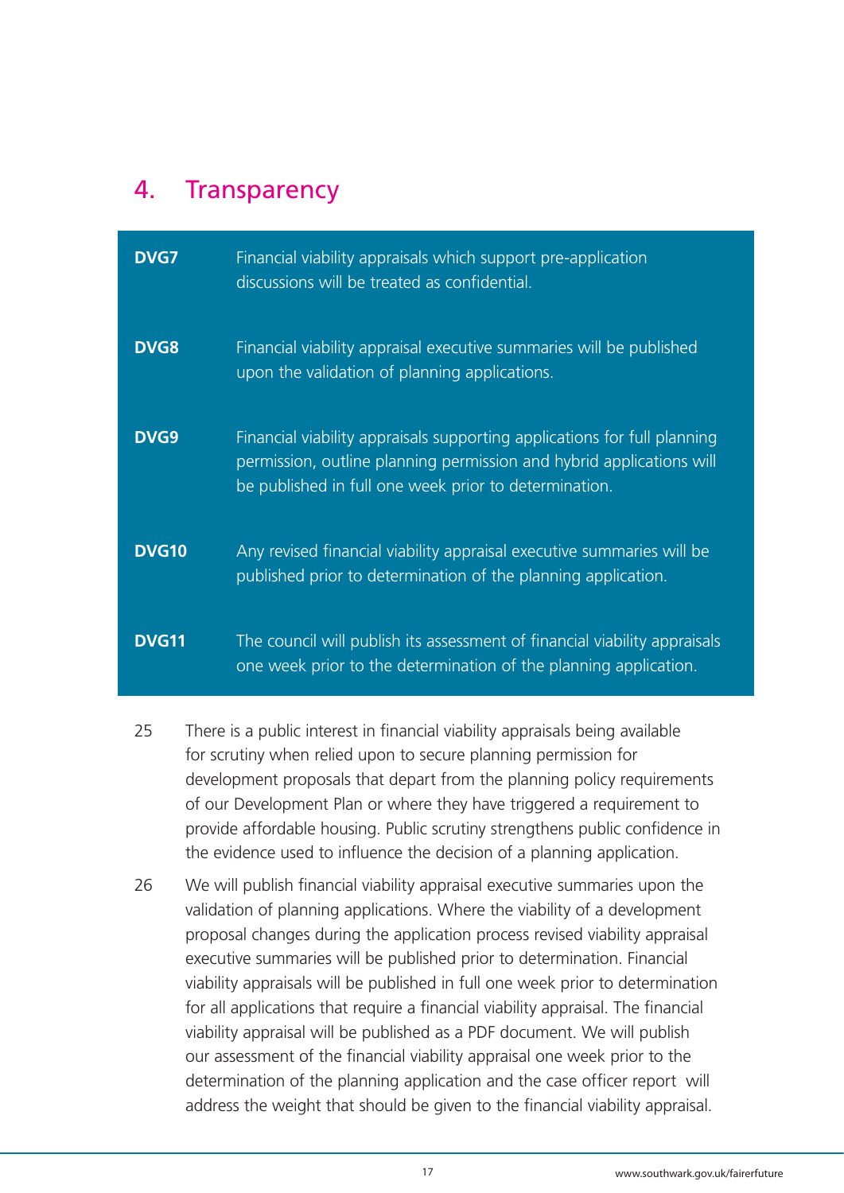## 4. Transparency

| | |
|---|---|
| **DVG7** | Financial viability appraisals which support pre-application discussions will be treated as confidential. |
| **DVG8** | Financial viability appraisal executive summaries will be published upon the validation of planning applications. |
| **DVG9** | Financial viability appraisals supporting applications for full planning permission, outline planning permission and hybrid applications will be published in full one week prior to determination. |
| **DVG10** | Any revised financial viability appraisal executive summaries will be published prior to determination of the planning application. |
| **DVG11** | The council will publish its assessment of financial viability appraisals one week prior to the determination of the planning application. |

25 There is a public interest in financial viability appraisals being available for scrutiny when relied upon to secure planning permission for development proposals that depart from the planning policy requirements of our Development Plan or where they have triggered a requirement to provide affordable housing. Public scrutiny strengthens public confidence in the evidence used to influence the decision of a planning application.

26 We will publish financial viability appraisal executive summaries upon the validation of planning applications. Where the viability of a development proposal changes during the application process revised viability appraisal executive summaries will be published prior to determination. Financial viability appraisals will be published in full one week prior to determination for all applications that require a financial viability appraisal. The financial viability appraisal will be published as a PDF document. We will publish our assessment of the financial viability appraisal one week prior to the determination of the planning application and the case officer report will address the weight that should be given to the financial viability appraisal.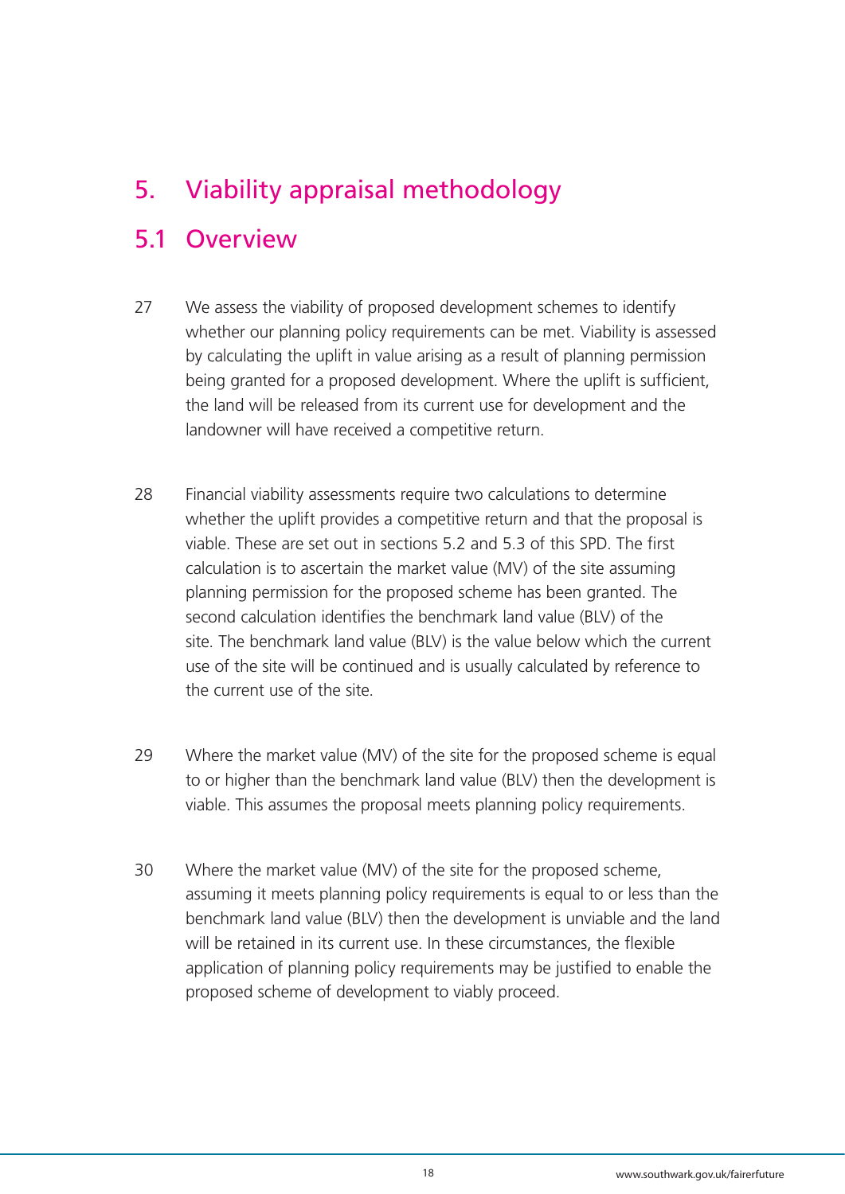# 5. Viability appraisal methodology

## 5.1 Overview

27 We assess the viability of proposed development schemes to identify whether our planning policy requirements can be met. Viability is assessed by calculating the uplift in value arising as a result of planning permission being granted for a proposed development. Where the uplift is sufficient, the land will be released from its current use for development and the landowner will have received a competitive return.

28 Financial viability assessments require two calculations to determine whether the uplift provides a competitive return and that the proposal is viable. These are set out in sections 5.2 and 5.3 of this SPD. The first calculation is to ascertain the market value (MV) of the site assuming planning permission for the proposed scheme has been granted. The second calculation identifies the benchmark land value (BLV) of the site. The benchmark land value (BLV) is the value below which the current use of the site will be continued and is usually calculated by reference to the current use of the site.

29 Where the market value (MV) of the site for the proposed scheme is equal to or higher than the benchmark land value (BLV) then the development is viable. This assumes the proposal meets planning policy requirements.

30 Where the market value (MV) of the site for the proposed scheme, assuming it meets planning policy requirements is equal to or less than the benchmark land value (BLV) then the development is unviable and the land will be retained in its current use. In these circumstances, the flexible application of planning policy requirements may be justified to enable the proposed scheme of development to viably proceed.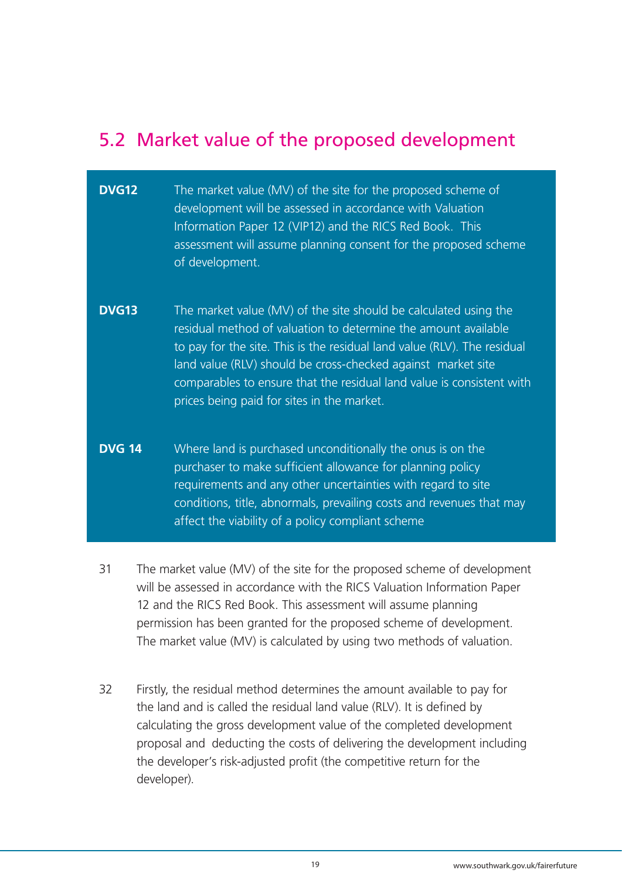## 5.2 Market value of the proposed development

**DVG12** The market value (MV) of the site for the proposed scheme of development will be assessed in accordance with Valuation Information Paper 12 (VIP12) and the RICS Red Book. This assessment will assume planning consent for the proposed scheme of development.

**DVG13** The market value (MV) of the site should be calculated using the residual method of valuation to determine the amount available to pay for the site. This is the residual land value (RLV). The residual land value (RLV) should be cross-checked against market site comparables to ensure that the residual land value is consistent with prices being paid for sites in the market.

**DVG 14** Where land is purchased unconditionally the onus is on the purchaser to make sufficient allowance for planning policy requirements and any other uncertainties with regard to site conditions, title, abnormals, prevailing costs and revenues that may affect the viability of a policy compliant scheme

31 The market value (MV) of the site for the proposed scheme of development will be assessed in accordance with the RICS Valuation Information Paper 12 and the RICS Red Book. This assessment will assume planning permission has been granted for the proposed scheme of development. The market value (MV) is calculated by using two methods of valuation.

32 Firstly, the residual method determines the amount available to pay for the land and is called the residual land value (RLV). It is defined by calculating the gross development value of the completed development proposal and deducting the costs of delivering the development including the developer's risk-adjusted profit (the competitive return for the developer).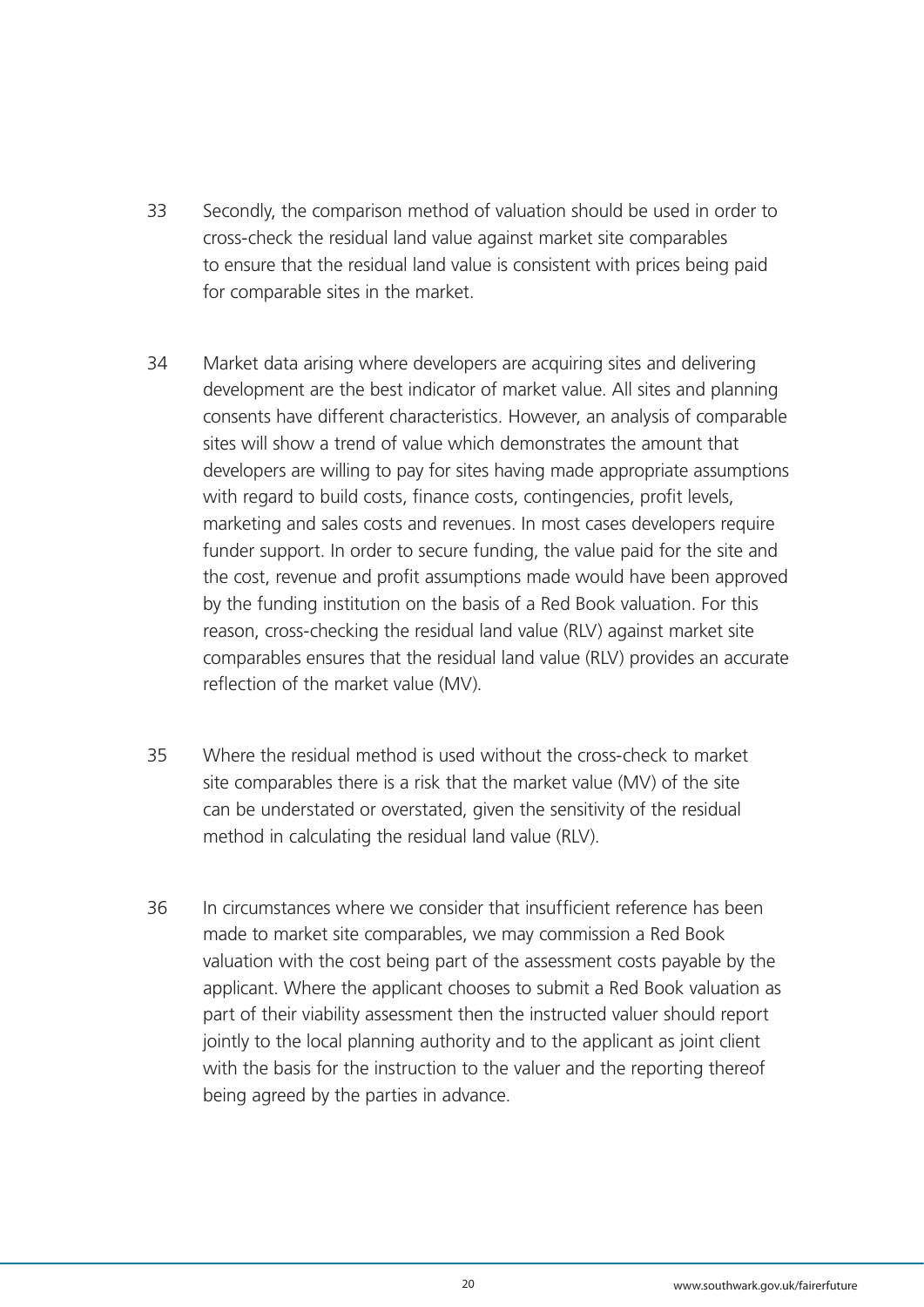33 Secondly, the comparison method of valuation should be used in order to cross-check the residual land value against market site comparables to ensure that the residual land value is consistent with prices being paid for comparable sites in the market.

34 Market data arising where developers are acquiring sites and delivering development are the best indicator of market value. All sites and planning consents have different characteristics. However, an analysis of comparable sites will show a trend of value which demonstrates the amount that developers are willing to pay for sites having made appropriate assumptions with regard to build costs, finance costs, contingencies, profit levels, marketing and sales costs and revenues. In most cases developers require funder support. In order to secure funding, the value paid for the site and the cost, revenue and profit assumptions made would have been approved by the funding institution on the basis of a Red Book valuation. For this reason, cross-checking the residual land value (RLV) against market site comparables ensures that the residual land value (RLV) provides an accurate reflection of the market value (MV).

35 Where the residual method is used without the cross-check to market site comparables there is a risk that the market value (MV) of the site can be understated or overstated, given the sensitivity of the residual method in calculating the residual land value (RLV).

36 In circumstances where we consider that insufficient reference has been made to market site comparables, we may commission a Red Book valuation with the cost being part of the assessment costs payable by the applicant. Where the applicant chooses to submit a Red Book valuation as part of their viability assessment then the instructed valuer should report jointly to the local planning authority and to the applicant as joint client with the basis for the instruction to the valuer and the reporting thereof being agreed by the parties in advance.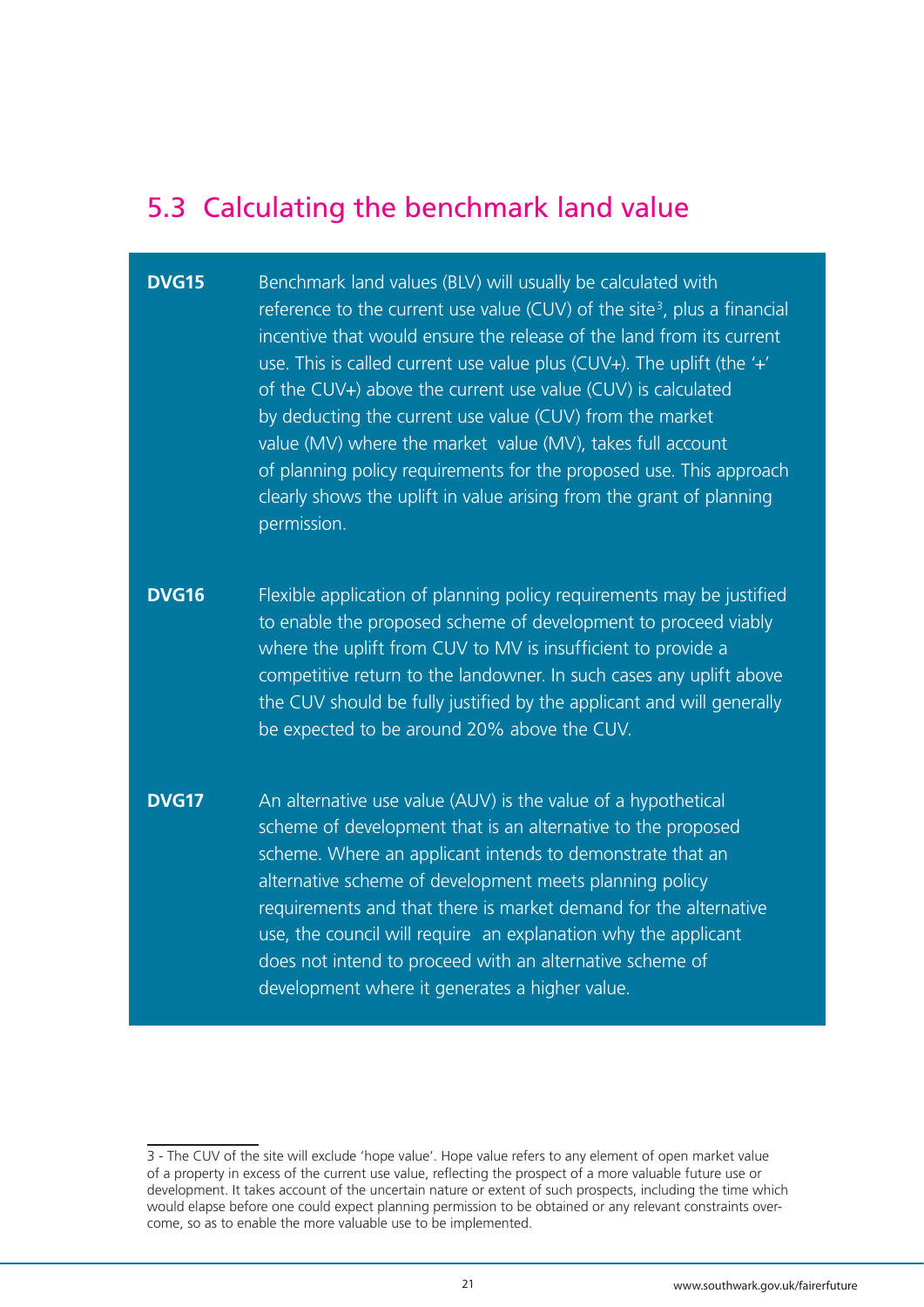## 5.3 Calculating the benchmark land value

**DVG15** Benchmark land values (BLV) will usually be calculated with reference to the current use value (CUV) of the site[3], plus a financial incentive that would ensure the release of the land from its current use. This is called current use value plus (CUV+). The uplift (the '+' of the CUV+) above the current use value (CUV) is calculated by deducting the current use value (CUV) from the market value (MV) where the market value (MV), takes full account of planning policy requirements for the proposed use. This approach clearly shows the uplift in value arising from the grant of planning permission.

**DVG16** Flexible application of planning policy requirements may be justified to enable the proposed scheme of development to proceed viably where the uplift from CUV to MV is insufficient to provide a competitive return to the landowner. In such cases any uplift above the CUV should be fully justified by the applicant and will generally be expected to be around 20% above the CUV.

**DVG17** An alternative use value (AUV) is the value of a hypothetical scheme of development that is an alternative to the proposed scheme. Where an applicant intends to demonstrate that an alternative scheme of development meets planning policy requirements and that there is market demand for the alternative use, the council will require an explanation why the applicant does not intend to proceed with an alternative scheme of development where it generates a higher value.

---

3 - The CUV of the site will exclude 'hope value'. Hope value refers to any element of open market value of a property in excess of the current use value, reflecting the prospect of a more valuable future use or development. It takes account of the uncertain nature or extent of such prospects, including the time which would elapse before one could expect planning permission to be obtained or any relevant constraints overcome, so as to enable the more valuable use to be implemented.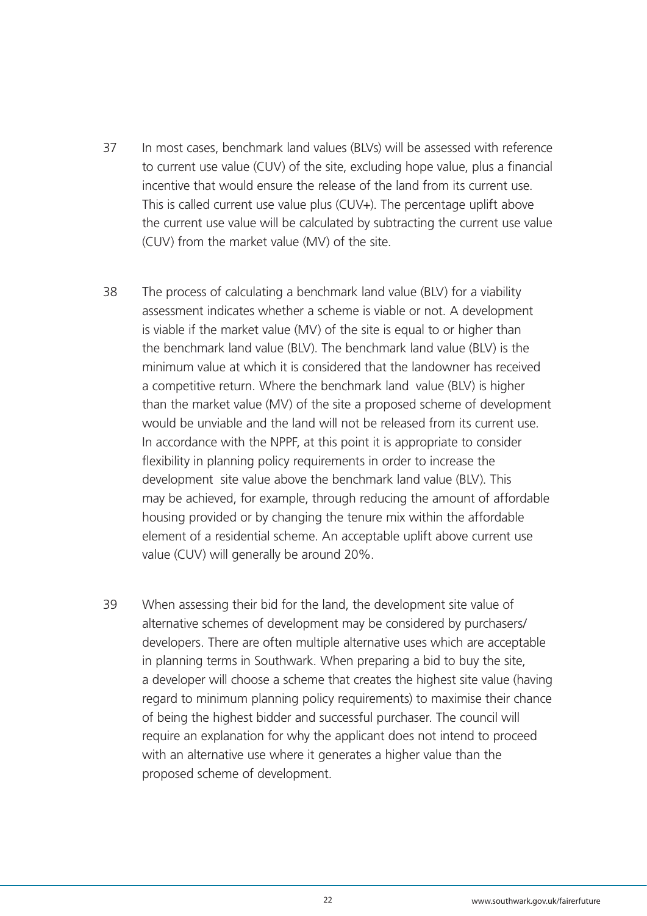37 In most cases, benchmark land values (BLVs) will be assessed with reference to current use value (CUV) of the site, excluding hope value, plus a financial incentive that would ensure the release of the land from its current use. This is called current use value plus (CUV+). The percentage uplift above the current use value will be calculated by subtracting the current use value (CUV) from the market value (MV) of the site.

38 The process of calculating a benchmark land value (BLV) for a viability assessment indicates whether a scheme is viable or not. A development is viable if the market value (MV) of the site is equal to or higher than the benchmark land value (BLV). The benchmark land value (BLV) is the minimum value at which it is considered that the landowner has received a competitive return. Where the benchmark land value (BLV) is higher than the market value (MV) of the site a proposed scheme of development would be unviable and the land will not be released from its current use. In accordance with the NPPF, at this point it is appropriate to consider flexibility in planning policy requirements in order to increase the development site value above the benchmark land value (BLV). This may be achieved, for example, through reducing the amount of affordable housing provided or by changing the tenure mix within the affordable element of a residential scheme. An acceptable uplift above current use value (CUV) will generally be around 20%.

39 When assessing their bid for the land, the development site value of alternative schemes of development may be considered by purchasers/ developers. There are often multiple alternative uses which are acceptable in planning terms in Southwark. When preparing a bid to buy the site, a developer will choose a scheme that creates the highest site value (having regard to minimum planning policy requirements) to maximise their chance of being the highest bidder and successful purchaser. The council will require an explanation for why the applicant does not intend to proceed with an alternative use where it generates a higher value than the proposed scheme of development.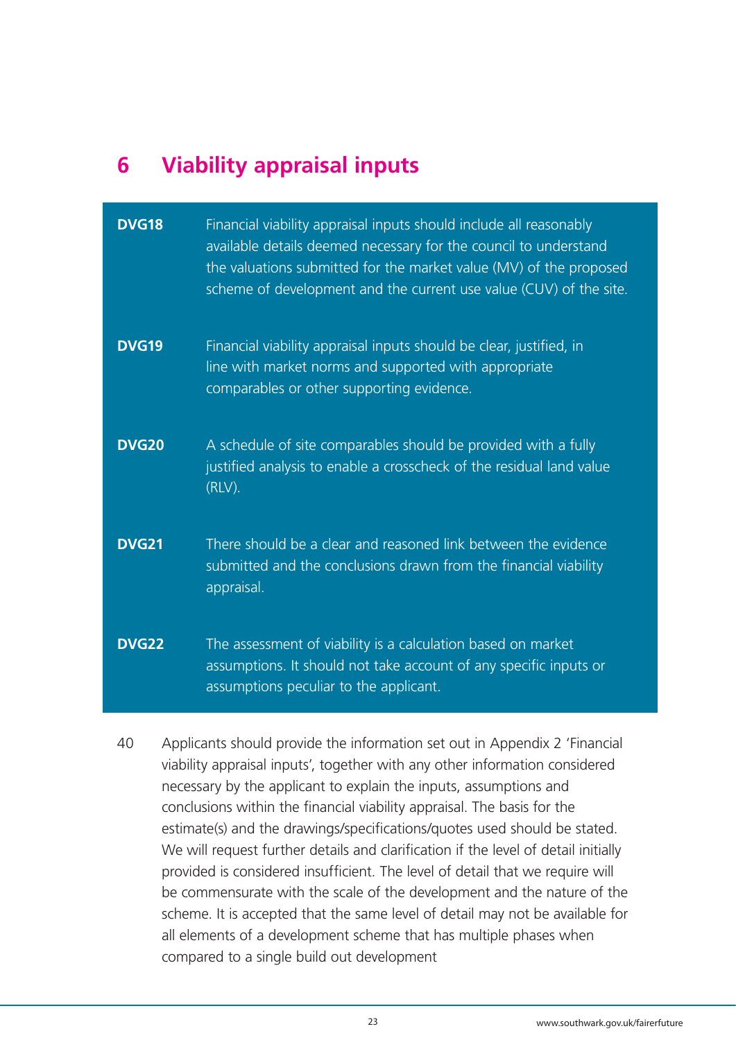# 6 Viability appraisal inputs

| | |
|---|---|
| **DVG18** | Financial viability appraisal inputs should include all reasonably available details deemed necessary for the council to understand the valuations submitted for the market value (MV) of the proposed scheme of development and the current use value (CUV) of the site. |
| **DVG19** | Financial viability appraisal inputs should be clear, justified, in line with market norms and supported with appropriate comparables or other supporting evidence. |
| **DVG20** | A schedule of site comparables should be provided with a fully justified analysis to enable a crosscheck of the residual land value (RLV). |
| **DVG21** | There should be a clear and reasoned link between the evidence submitted and the conclusions drawn from the financial viability appraisal. |
| **DVG22** | The assessment of viability is a calculation based on market assumptions. It should not take account of any specific inputs or assumptions peculiar to the applicant. |

40 Applicants should provide the information set out in Appendix 2 'Financial viability appraisal inputs', together with any other information considered necessary by the applicant to explain the inputs, assumptions and conclusions within the financial viability appraisal. The basis for the estimate(s) and the drawings/specifications/quotes used should be stated. We will request further details and clarification if the level of detail initially provided is considered insufficient. The level of detail that we require will be commensurate with the scale of the development and the nature of the scheme. It is accepted that the same level of detail may not be available for all elements of a development scheme that has multiple phases when compared to a single build out development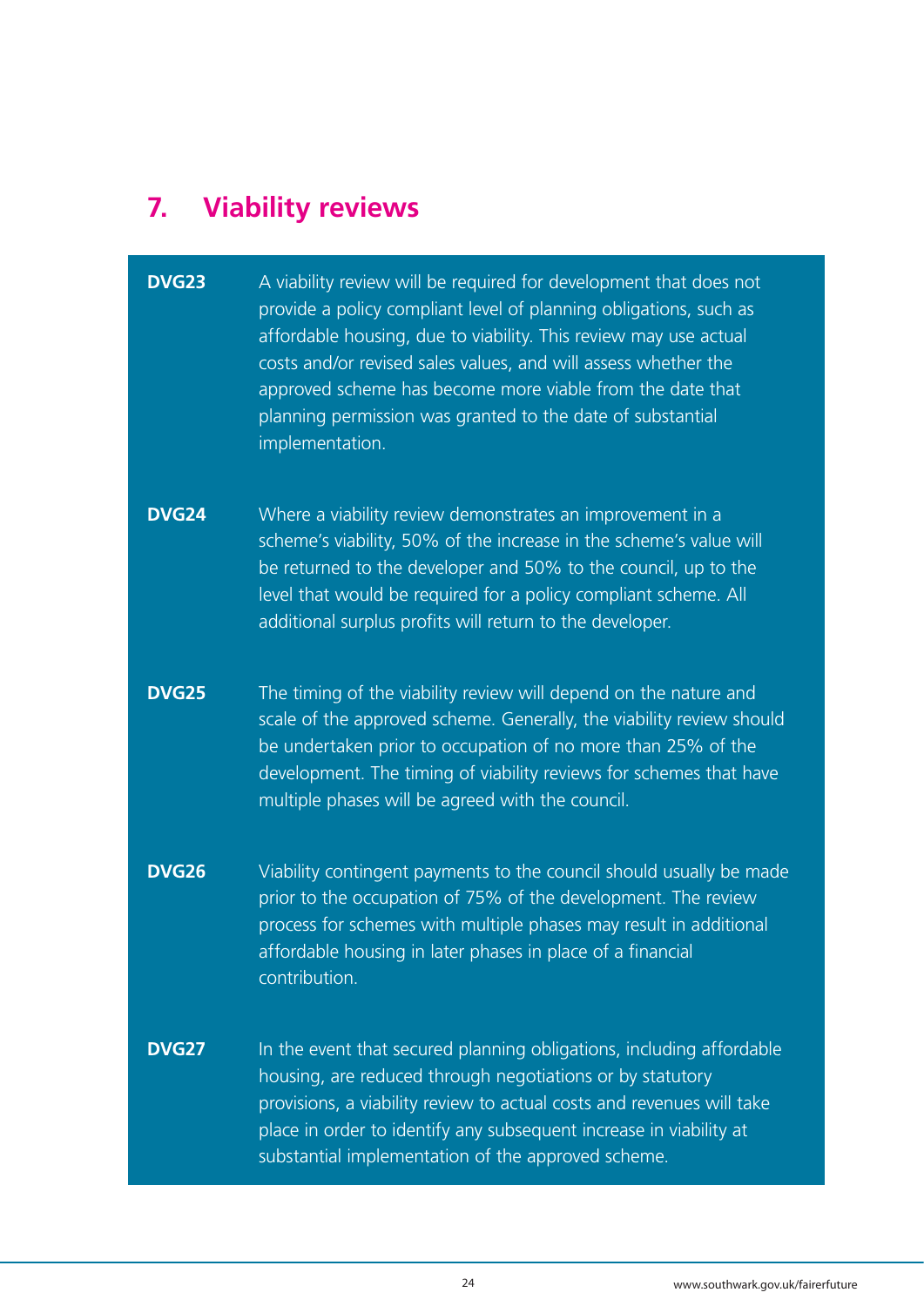# 7. Viability reviews

**DVG23** A viability review will be required for development that does not provide a policy compliant level of planning obligations, such as affordable housing, due to viability. This review may use actual costs and/or revised sales values, and will assess whether the approved scheme has become more viable from the date that planning permission was granted to the date of substantial implementation.

**DVG24** Where a viability review demonstrates an improvement in a scheme's viability, 50% of the increase in the scheme's value will be returned to the developer and 50% to the council, up to the level that would be required for a policy compliant scheme. All additional surplus profits will return to the developer.

**DVG25** The timing of the viability review will depend on the nature and scale of the approved scheme. Generally, the viability review should be undertaken prior to occupation of no more than 25% of the development. The timing of viability reviews for schemes that have multiple phases will be agreed with the council.

**DVG26** Viability contingent payments to the council should usually be made prior to the occupation of 75% of the development. The review process for schemes with multiple phases may result in additional affordable housing in later phases in place of a financial contribution.

**DVG27** In the event that secured planning obligations, including affordable housing, are reduced through negotiations or by statutory provisions, a viability review to actual costs and revenues will take place in order to identify any subsequent increase in viability at substantial implementation of the approved scheme.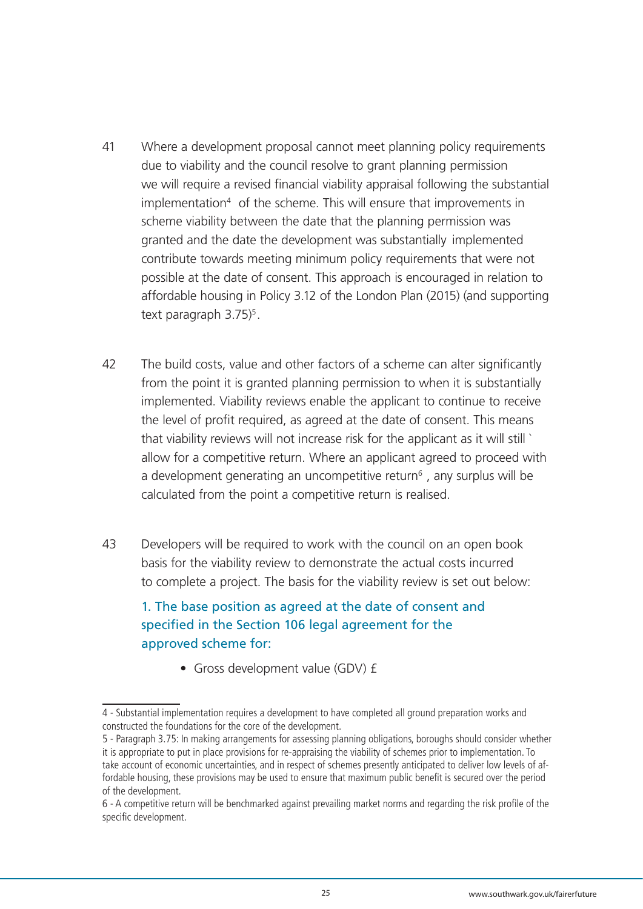41 Where a development proposal cannot meet planning policy requirements due to viability and the council resolve to grant planning permission we will require a revised financial viability appraisal following the substantial implementation[4] of the scheme. This will ensure that improvements in scheme viability between the date that the planning permission was granted and the date the development was substantially implemented contribute towards meeting minimum policy requirements that were not possible at the date of consent. This approach is encouraged in relation to affordable housing in Policy 3.12 of the London Plan (2015) (and supporting text paragraph 3.75)[5].

42 The build costs, value and other factors of a scheme can alter significantly from the point it is granted planning permission to when it is substantially implemented. Viability reviews enable the applicant to continue to receive the level of profit required, as agreed at the date of consent. This means that viability reviews will not increase risk for the applicant as it will still ` allow for a competitive return. Where an applicant agreed to proceed with a development generating an uncompetitive return[6] , any surplus will be calculated from the point a competitive return is realised.

43 Developers will be required to work with the council on an open book basis for the viability review to demonstrate the actual costs incurred to complete a project. The basis for the viability review is set out below:

### 1. The base position as agreed at the date of consent and specified in the Section 106 legal agreement for the approved scheme for:

- Gross development value (GDV) £

---

4 - Substantial implementation requires a development to have completed all ground preparation works and constructed the foundations for the core of the development.

5 - Paragraph 3.75: In making arrangements for assessing planning obligations, boroughs should consider whether it is appropriate to put in place provisions for re-appraising the viability of schemes prior to implementation. To take account of economic uncertainties, and in respect of schemes presently anticipated to deliver low levels of affordable housing, these provisions may be used to ensure that maximum public benefit is secured over the period of the development.

6 - A competitive return will be benchmarked against prevailing market norms and regarding the risk profile of the specific development.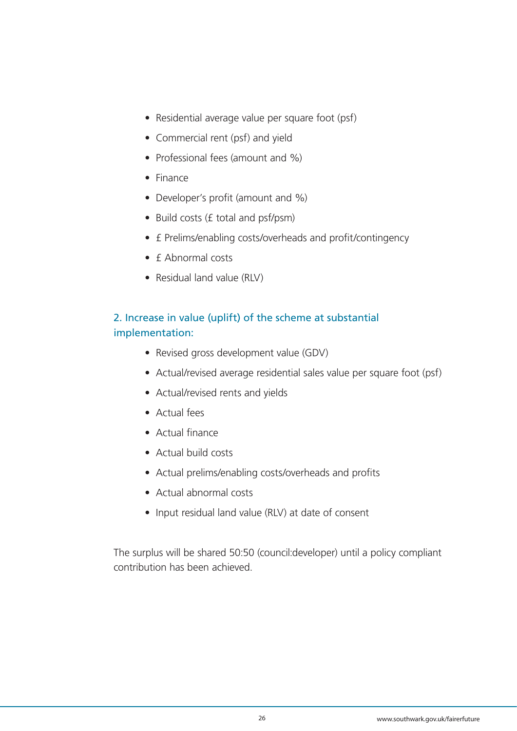- Residential average value per square foot (psf)
- Commercial rent (psf) and yield
- Professional fees (amount and %)
- Finance
- Developer's profit (amount and %)
- Build costs (£ total and psf/psm)
- £ Prelims/enabling costs/overheads and profit/contingency
- £ Abnormal costs
- Residual land value (RLV)

### 2. Increase in value (uplift) of the scheme at substantial implementation:

- Revised gross development value (GDV)
- Actual/revised average residential sales value per square foot (psf)
- Actual/revised rents and yields
- Actual fees
- Actual finance
- Actual build costs
- Actual prelims/enabling costs/overheads and profits
- Actual abnormal costs
- Input residual land value (RLV) at date of consent

The surplus will be shared 50:50 (council:developer) until a policy compliant contribution has been achieved.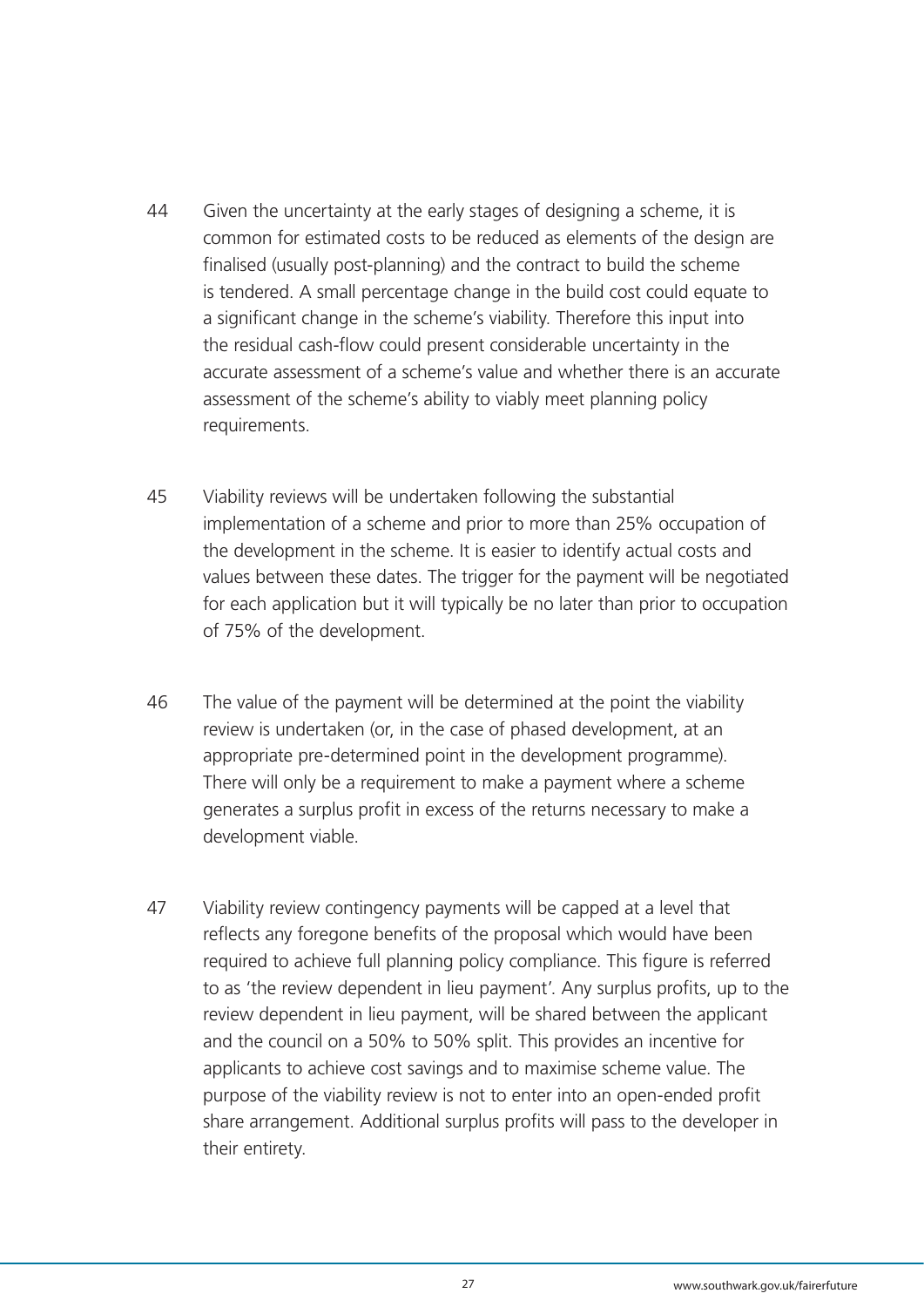44 Given the uncertainty at the early stages of designing a scheme, it is common for estimated costs to be reduced as elements of the design are finalised (usually post-planning) and the contract to build the scheme is tendered. A small percentage change in the build cost could equate to a significant change in the scheme's viability. Therefore this input into the residual cash-flow could present considerable uncertainty in the accurate assessment of a scheme's value and whether there is an accurate assessment of the scheme's ability to viably meet planning policy requirements.

45 Viability reviews will be undertaken following the substantial implementation of a scheme and prior to more than 25% occupation of the development in the scheme. It is easier to identify actual costs and values between these dates. The trigger for the payment will be negotiated for each application but it will typically be no later than prior to occupation of 75% of the development.

46 The value of the payment will be determined at the point the viability review is undertaken (or, in the case of phased development, at an appropriate pre-determined point in the development programme). There will only be a requirement to make a payment where a scheme generates a surplus profit in excess of the returns necessary to make a development viable.

47 Viability review contingency payments will be capped at a level that reflects any foregone benefits of the proposal which would have been required to achieve full planning policy compliance. This figure is referred to as 'the review dependent in lieu payment'. Any surplus profits, up to the review dependent in lieu payment, will be shared between the applicant and the council on a 50% to 50% split. This provides an incentive for applicants to achieve cost savings and to maximise scheme value. The purpose of the viability review is not to enter into an open-ended profit share arrangement. Additional surplus profits will pass to the developer in their entirety.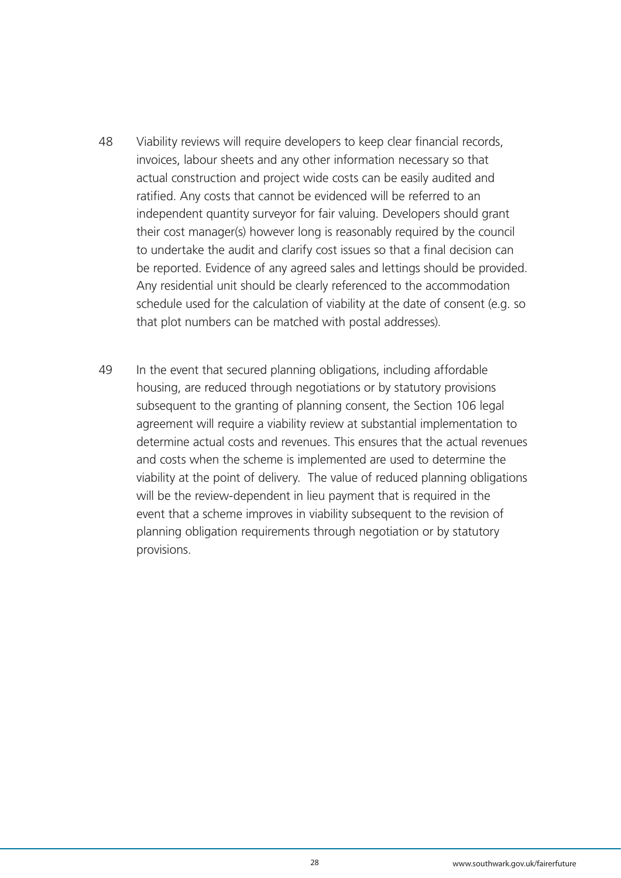48 Viability reviews will require developers to keep clear financial records, invoices, labour sheets and any other information necessary so that actual construction and project wide costs can be easily audited and ratified. Any costs that cannot be evidenced will be referred to an independent quantity surveyor for fair valuing. Developers should grant their cost manager(s) however long is reasonably required by the council to undertake the audit and clarify cost issues so that a final decision can be reported. Evidence of any agreed sales and lettings should be provided. Any residential unit should be clearly referenced to the accommodation schedule used for the calculation of viability at the date of consent (e.g. so that plot numbers can be matched with postal addresses).

49 In the event that secured planning obligations, including affordable housing, are reduced through negotiations or by statutory provisions subsequent to the granting of planning consent, the Section 106 legal agreement will require a viability review at substantial implementation to determine actual costs and revenues. This ensures that the actual revenues and costs when the scheme is implemented are used to determine the viability at the point of delivery. The value of reduced planning obligations will be the review-dependent in lieu payment that is required in the event that a scheme improves in viability subsequent to the revision of planning obligation requirements through negotiation or by statutory provisions.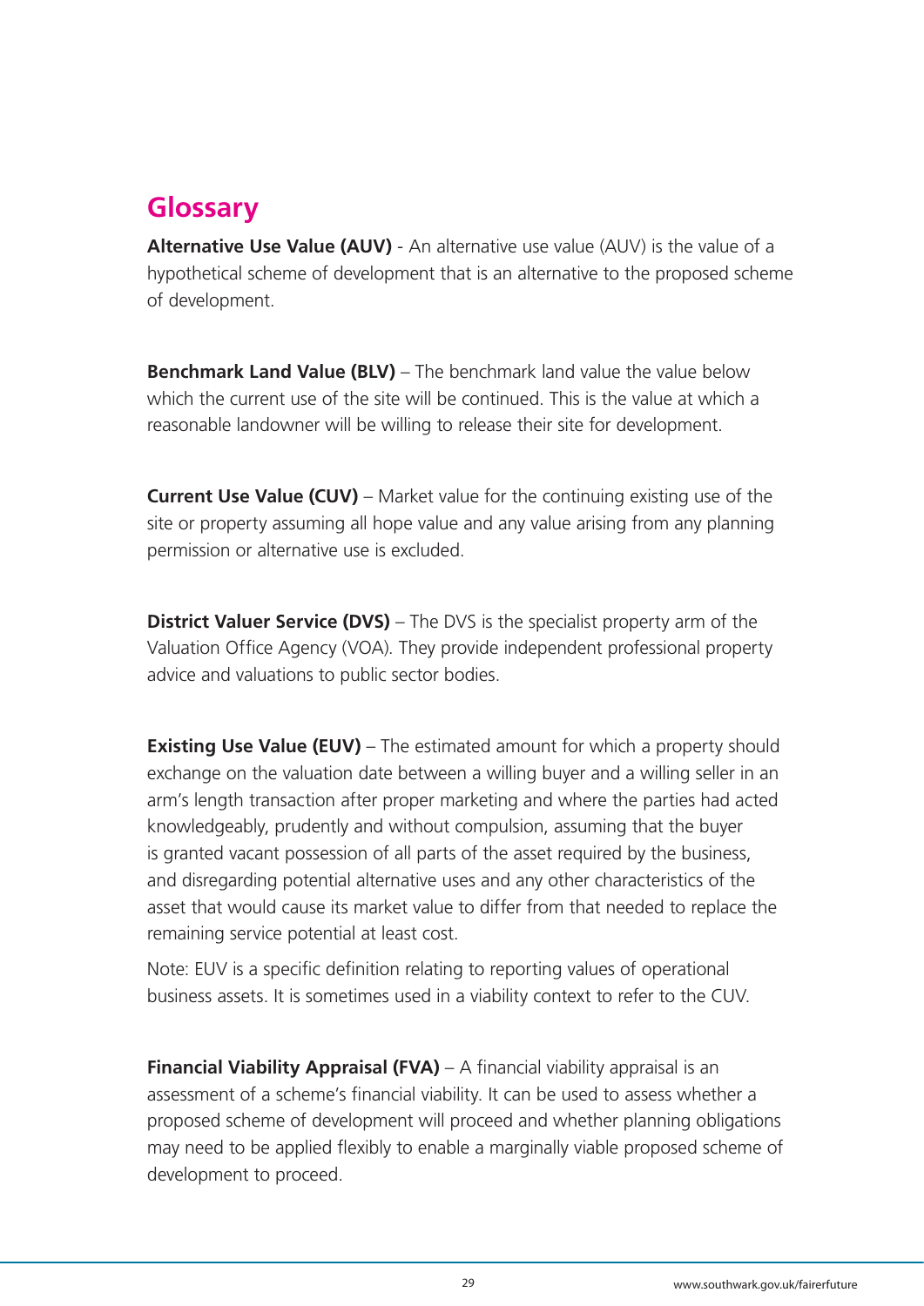## Glossary

**Alternative Use Value (AUV)** - An alternative use value (AUV) is the value of a hypothetical scheme of development that is an alternative to the proposed scheme of development.

**Benchmark Land Value (BLV)** – The benchmark land value the value below which the current use of the site will be continued. This is the value at which a reasonable landowner will be willing to release their site for development.

**Current Use Value (CUV)** – Market value for the continuing existing use of the site or property assuming all hope value and any value arising from any planning permission or alternative use is excluded.

**District Valuer Service (DVS)** – The DVS is the specialist property arm of the Valuation Office Agency (VOA). They provide independent professional property advice and valuations to public sector bodies.

**Existing Use Value (EUV)** – The estimated amount for which a property should exchange on the valuation date between a willing buyer and a willing seller in an arm's length transaction after proper marketing and where the parties had acted knowledgeably, prudently and without compulsion, assuming that the buyer is granted vacant possession of all parts of the asset required by the business, and disregarding potential alternative uses and any other characteristics of the asset that would cause its market value to differ from that needed to replace the remaining service potential at least cost.

Note: EUV is a specific definition relating to reporting values of operational business assets. It is sometimes used in a viability context to refer to the CUV.

**Financial Viability Appraisal (FVA)** – A financial viability appraisal is an assessment of a scheme's financial viability. It can be used to assess whether a proposed scheme of development will proceed and whether planning obligations may need to be applied flexibly to enable a marginally viable proposed scheme of development to proceed.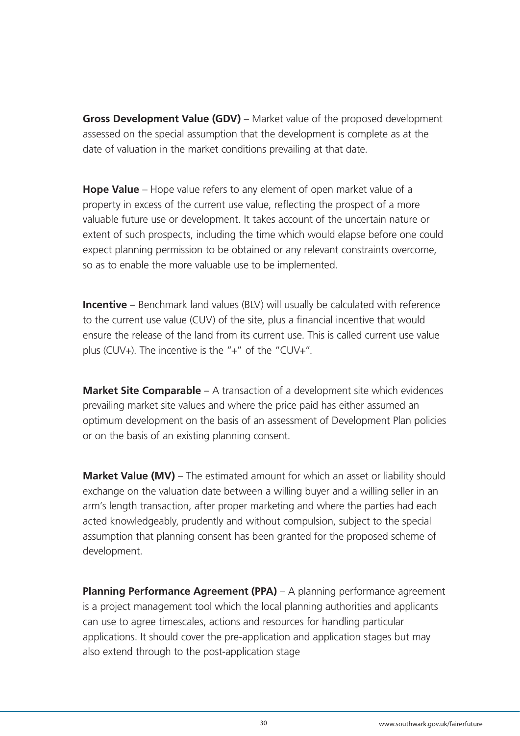**Gross Development Value (GDV)** – Market value of the proposed development assessed on the special assumption that the development is complete as at the date of valuation in the market conditions prevailing at that date.

**Hope Value** – Hope value refers to any element of open market value of a property in excess of the current use value, reflecting the prospect of a more valuable future use or development. It takes account of the uncertain nature or extent of such prospects, including the time which would elapse before one could expect planning permission to be obtained or any relevant constraints overcome, so as to enable the more valuable use to be implemented.

**Incentive** – Benchmark land values (BLV) will usually be calculated with reference to the current use value (CUV) of the site, plus a financial incentive that would ensure the release of the land from its current use. This is called current use value plus (CUV+). The incentive is the "+" of the "CUV+".

**Market Site Comparable** – A transaction of a development site which evidences prevailing market site values and where the price paid has either assumed an optimum development on the basis of an assessment of Development Plan policies or on the basis of an existing planning consent.

**Market Value (MV)** – The estimated amount for which an asset or liability should exchange on the valuation date between a willing buyer and a willing seller in an arm's length transaction, after proper marketing and where the parties had each acted knowledgeably, prudently and without compulsion, subject to the special assumption that planning consent has been granted for the proposed scheme of development.

**Planning Performance Agreement (PPA)** – A planning performance agreement is a project management tool which the local planning authorities and applicants can use to agree timescales, actions and resources for handling particular applications. It should cover the pre-application and application stages but may also extend through to the post-application stage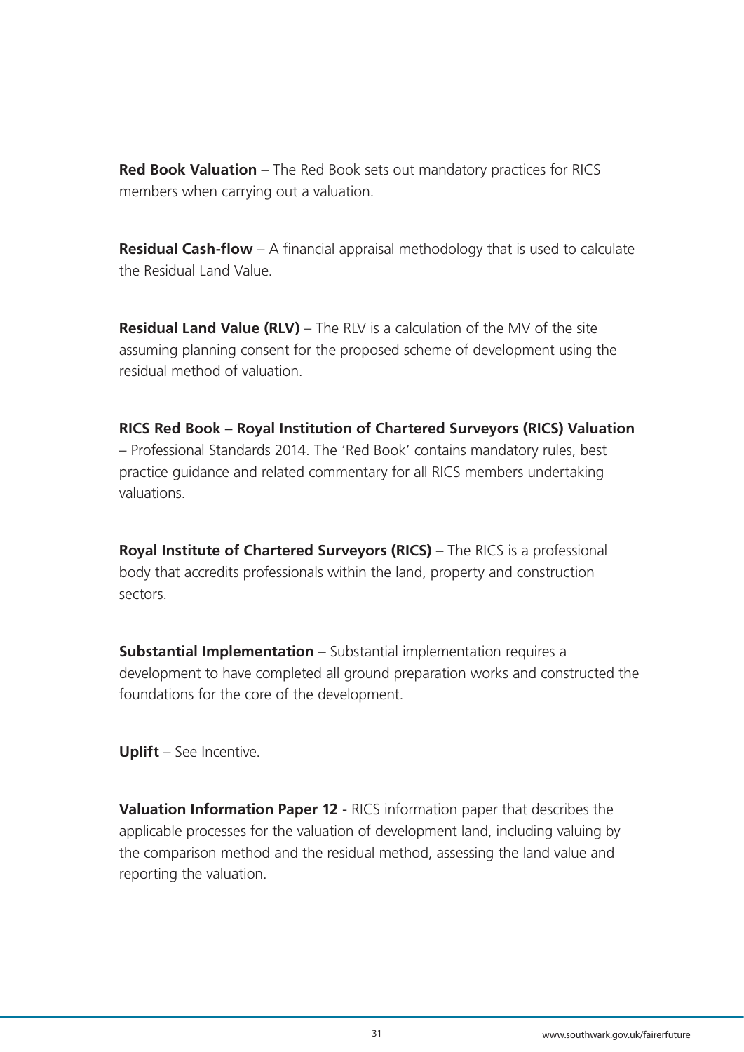**Red Book Valuation** – The Red Book sets out mandatory practices for RICS members when carrying out a valuation.

**Residual Cash-flow** – A financial appraisal methodology that is used to calculate the Residual Land Value.

**Residual Land Value (RLV)** – The RLV is a calculation of the MV of the site assuming planning consent for the proposed scheme of development using the residual method of valuation.

**RICS Red Book – Royal Institution of Chartered Surveyors (RICS) Valuation** – Professional Standards 2014. The 'Red Book' contains mandatory rules, best practice guidance and related commentary for all RICS members undertaking valuations.

**Royal Institute of Chartered Surveyors (RICS)** – The RICS is a professional body that accredits professionals within the land, property and construction sectors.

**Substantial Implementation** – Substantial implementation requires a development to have completed all ground preparation works and constructed the foundations for the core of the development.

**Uplift** – See Incentive.

**Valuation Information Paper 12** - RICS information paper that describes the applicable processes for the valuation of development land, including valuing by the comparison method and the residual method, assessing the land value and reporting the valuation.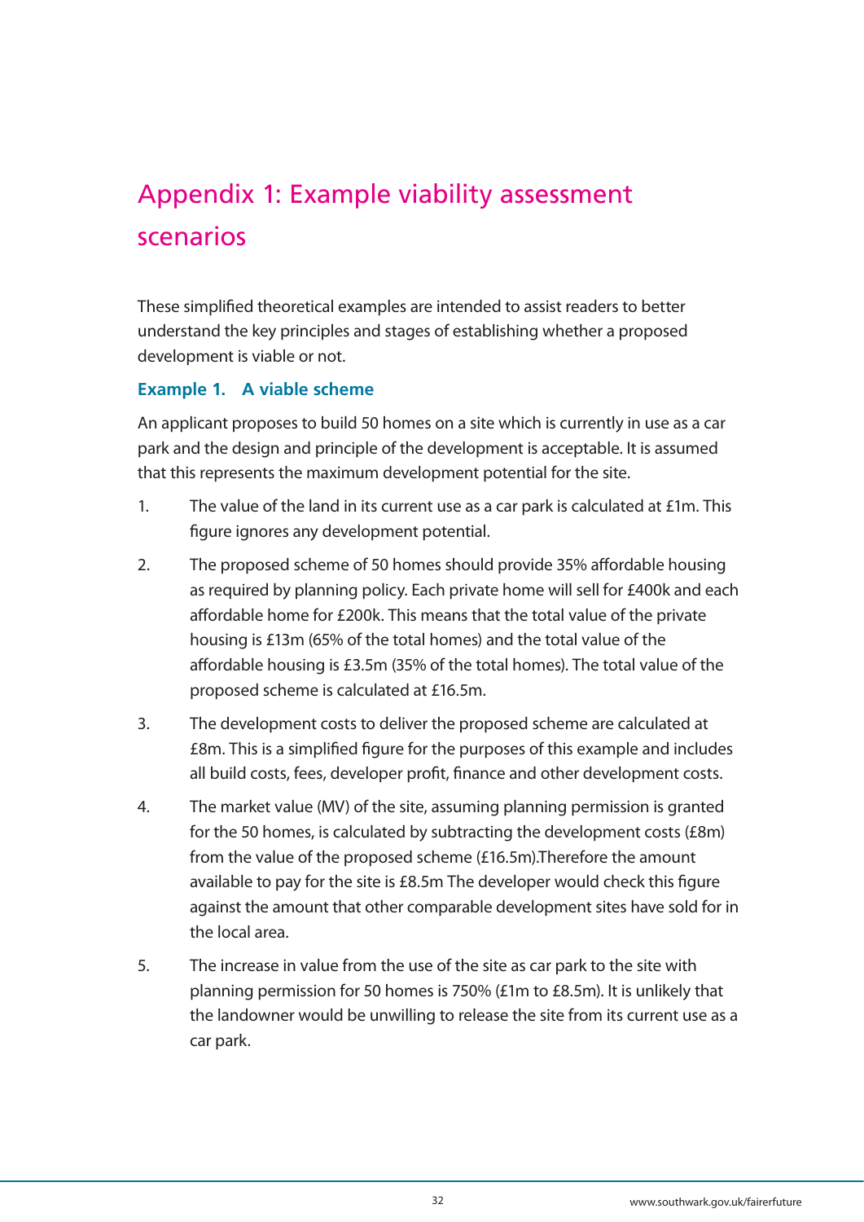# Appendix 1: Example viability assessment scenarios

These simplified theoretical examples are intended to assist readers to better understand the key principles and stages of establishing whether a proposed development is viable or not.

### Example 1. A viable scheme

An applicant proposes to build 50 homes on a site which is currently in use as a car park and the design and principle of the development is acceptable. It is assumed that this represents the maximum development potential for the site.

1. The value of the land in its current use as a car park is calculated at £1m. This figure ignores any development potential.
2. The proposed scheme of 50 homes should provide 35% affordable housing as required by planning policy. Each private home will sell for £400k and each affordable home for £200k. This means that the total value of the private housing is £13m (65% of the total homes) and the total value of the affordable housing is £3.5m (35% of the total homes). The total value of the proposed scheme is calculated at £16.5m.
3. The development costs to deliver the proposed scheme are calculated at £8m. This is a simplified figure for the purposes of this example and includes all build costs, fees, developer profit, finance and other development costs.
4. The market value (MV) of the site, assuming planning permission is granted for the 50 homes, is calculated by subtracting the development costs (£8m) from the value of the proposed scheme (£16.5m).Therefore the amount available to pay for the site is £8.5m The developer would check this figure against the amount that other comparable development sites have sold for in the local area.
5. The increase in value from the use of the site as car park to the site with planning permission for 50 homes is 750% (£1m to £8.5m). It is unlikely that the landowner would be unwilling to release the site from its current use as a car park.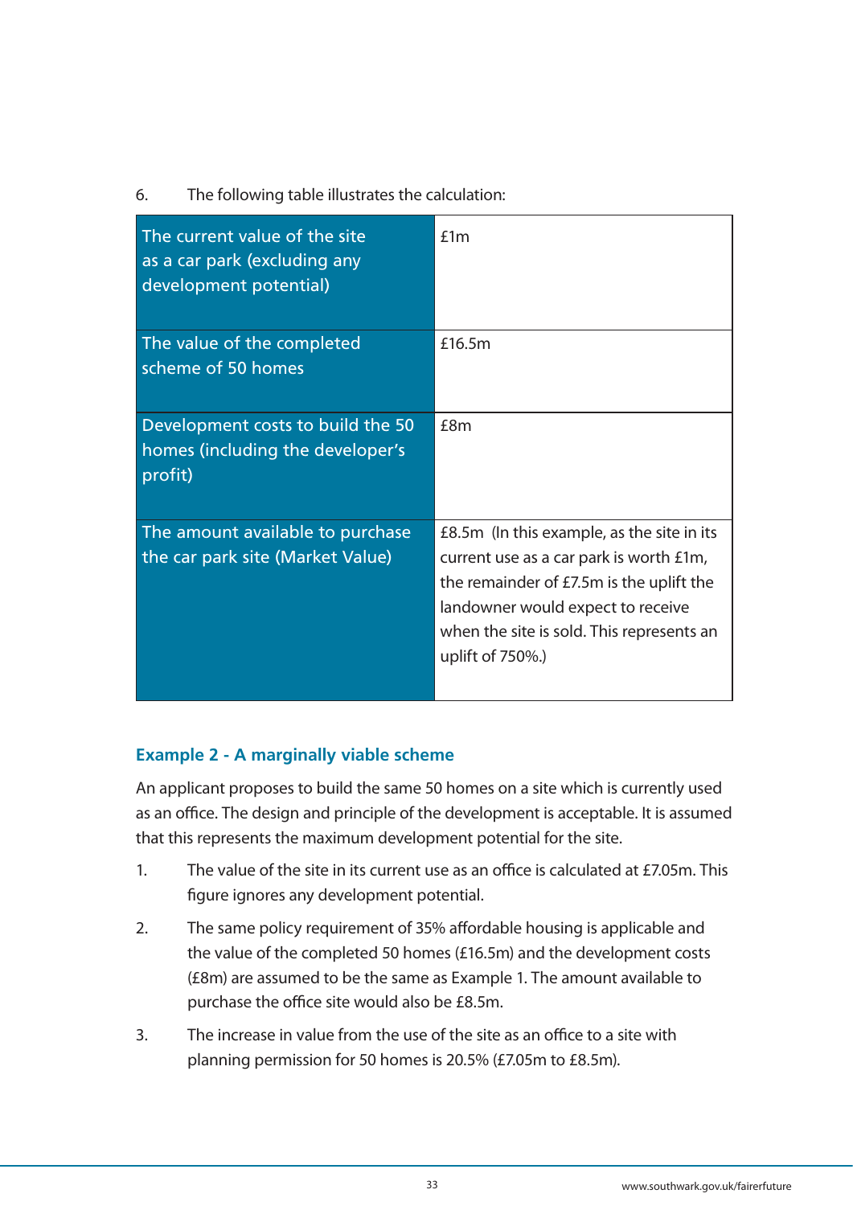6. The following table illustrates the calculation:

| | |
|---|---|
| The current value of the site as a car park (excluding any development potential) | £1m |
| The value of the completed scheme of 50 homes | £16.5m |
| Development costs to build the 50 homes (including the developer's profit) | £8m |
| The amount available to purchase the car park site (Market Value) | £8.5m (In this example, as the site in its current use as a car park is worth £1m, the remainder of £7.5m is the uplift the landowner would expect to receive when the site is sold. This represents an uplift of 750%.) |

### Example 2 - A marginally viable scheme

An applicant proposes to build the same 50 homes on a site which is currently used as an office. The design and principle of the development is acceptable. It is assumed that this represents the maximum development potential for the site.

1. The value of the site in its current use as an office is calculated at £7.05m. This figure ignores any development potential.
2. The same policy requirement of 35% affordable housing is applicable and the value of the completed 50 homes (£16.5m) and the development costs (£8m) are assumed to be the same as Example 1. The amount available to purchase the office site would also be £8.5m.
3. The increase in value from the use of the site as an office to a site with planning permission for 50 homes is 20.5% (£7.05m to £8.5m).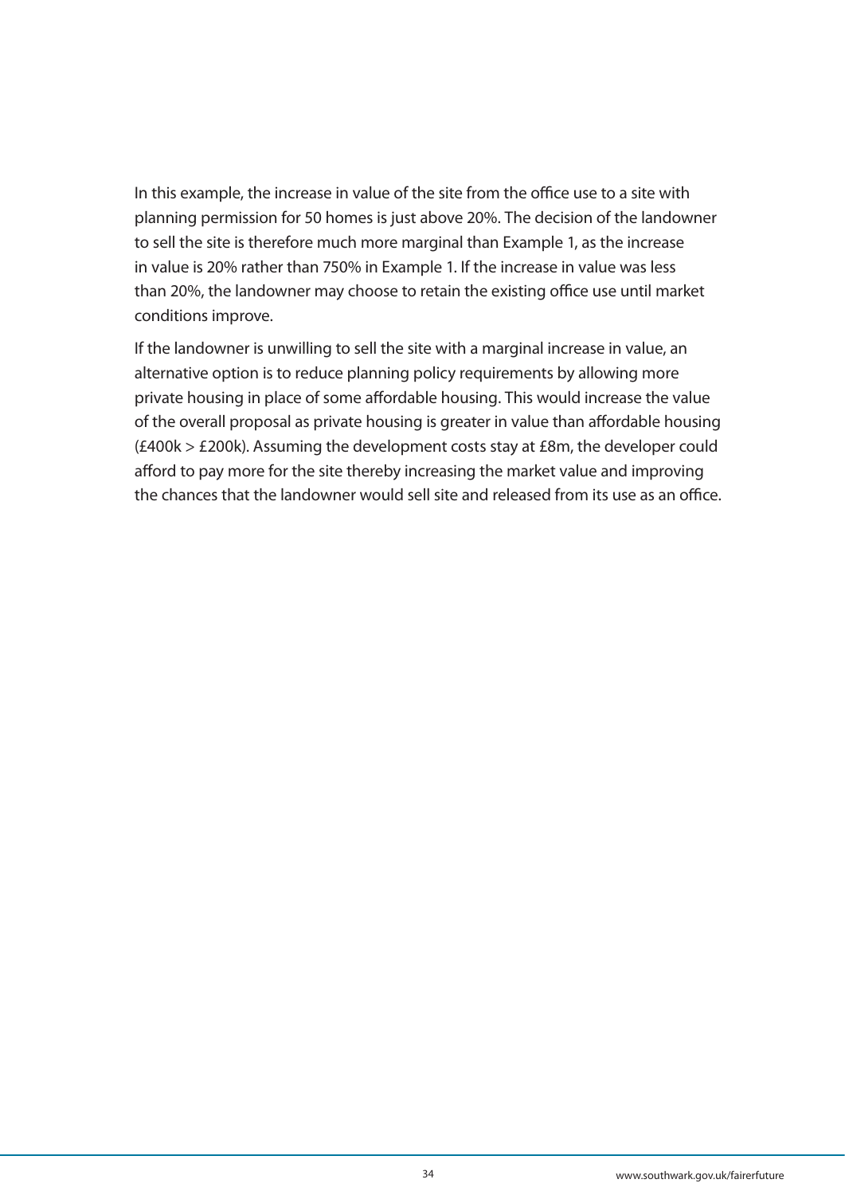In this example, the increase in value of the site from the office use to a site with planning permission for 50 homes is just above 20%. The decision of the landowner to sell the site is therefore much more marginal than Example 1, as the increase in value is 20% rather than 750% in Example 1. If the increase in value was less than 20%, the landowner may choose to retain the existing office use until market conditions improve.

If the landowner is unwilling to sell the site with a marginal increase in value, an alternative option is to reduce planning policy requirements by allowing more private housing in place of some affordable housing. This would increase the value of the overall proposal as private housing is greater in value than affordable housing (£400k > £200k). Assuming the development costs stay at £8m, the developer could afford to pay more for the site thereby increasing the market value and improving the chances that the landowner would sell site and released from its use as an office.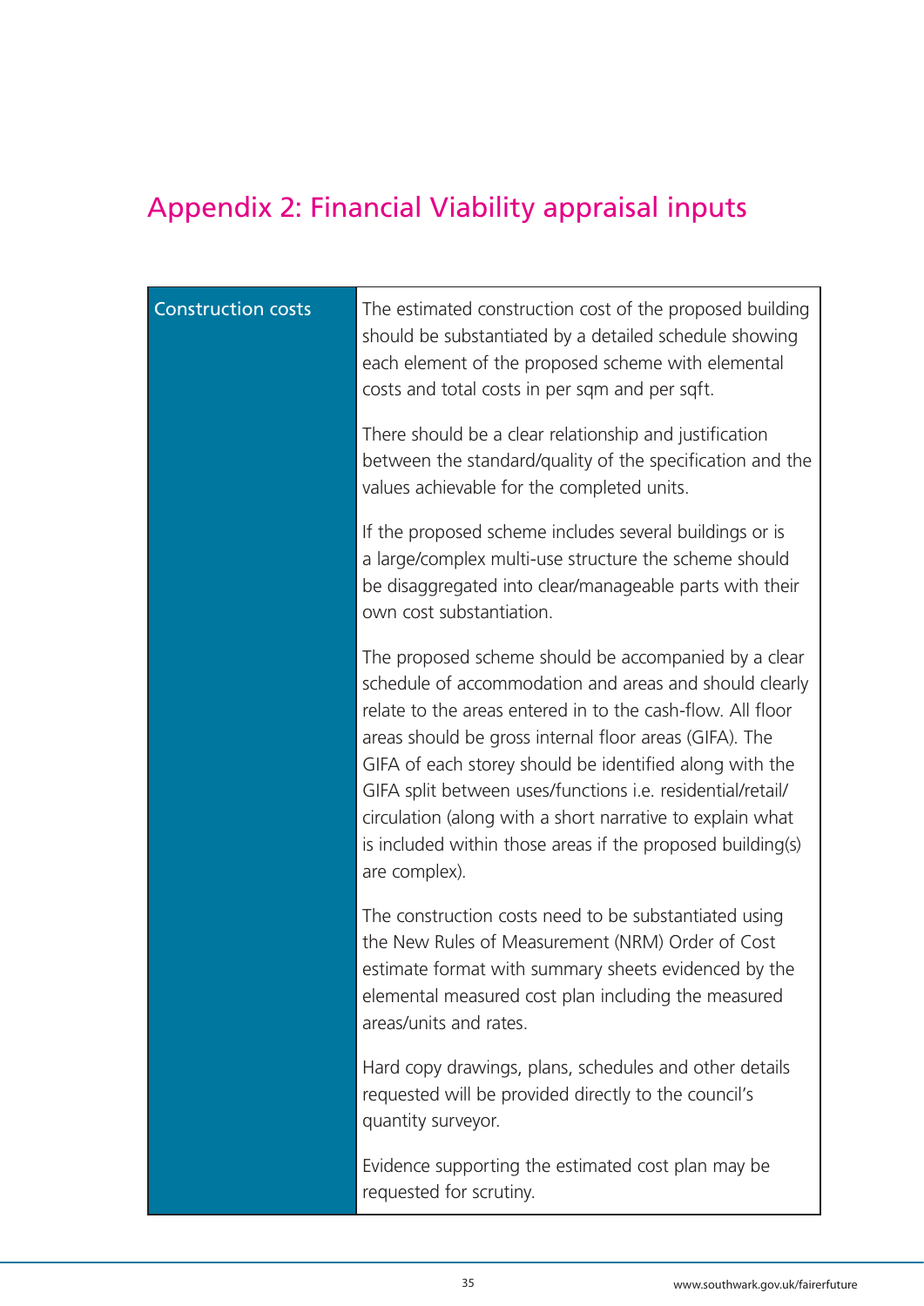## Appendix 2: Financial Viability appraisal inputs

| Construction costs | The estimated construction cost of the proposed building should be substantiated by a detailed schedule showing each element of the proposed scheme with elemental costs and total costs in per sqm and per sqft.<br><br>There should be a clear relationship and justification between the standard/quality of the specification and the values achievable for the completed units.<br><br>If the proposed scheme includes several buildings or is a large/complex multi-use structure the scheme should be disaggregated into clear/manageable parts with their own cost substantiation.<br><br>The proposed scheme should be accompanied by a clear schedule of accommodation and areas and should clearly relate to the areas entered in to the cash-flow. All floor areas should be gross internal floor areas (GIFA). The GIFA of each storey should be identified along with the GIFA split between uses/functions i.e. residential/retail/circulation (along with a short narrative to explain what is included within those areas if the proposed building(s) are complex).<br><br>The construction costs need to be substantiated using the New Rules of Measurement (NRM) Order of Cost estimate format with summary sheets evidenced by the elemental measured cost plan including the measured areas/units and rates.<br><br>Hard copy drawings, plans, schedules and other details requested will be provided directly to the council's quantity surveyor.<br><br>Evidence supporting the estimated cost plan may be requested for scrutiny. |
|---|---|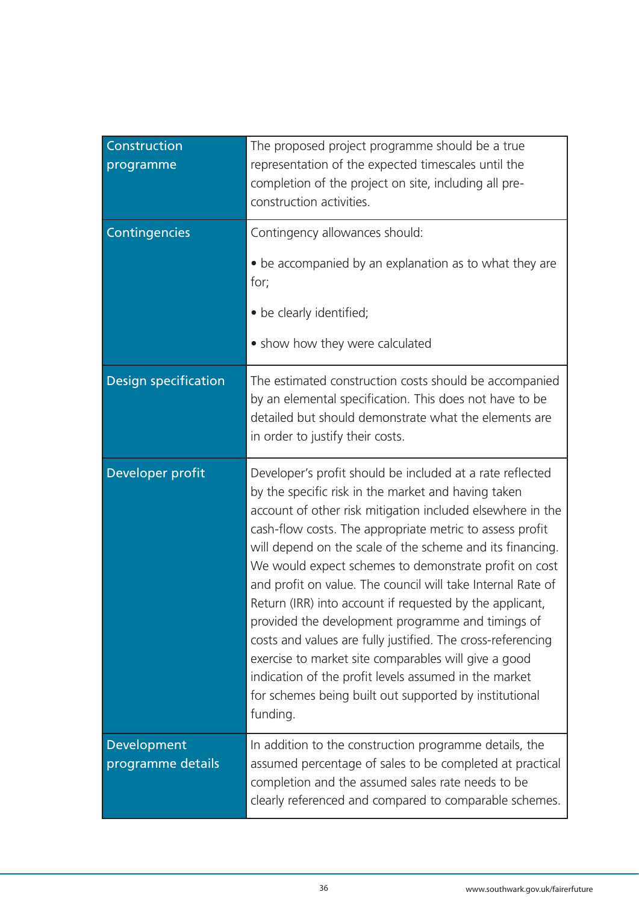| | |
|---|---|
| Construction programme | The proposed project programme should be a true representation of the expected timescales until the completion of the project on site, including all pre-construction activities. |
| Contingencies | Contingency allowances should:<br><br>• be accompanied by an explanation as to what they are for;<br><br>• be clearly identified;<br><br>• show how they were calculated |
| Design specification | The estimated construction costs should be accompanied by an elemental specification. This does not have to be detailed but should demonstrate what the elements are in order to justify their costs. |
| Developer profit | Developer's profit should be included at a rate reflected by the specific risk in the market and having taken account of other risk mitigation included elsewhere in the cash-flow costs. The appropriate metric to assess profit will depend on the scale of the scheme and its financing. We would expect schemes to demonstrate profit on cost and profit on value. The council will take Internal Rate of Return (IRR) into account if requested by the applicant, provided the development programme and timings of costs and values are fully justified. The cross-referencing exercise to market site comparables will give a good indication of the profit levels assumed in the market for schemes being built out supported by institutional funding. |
| Development programme details | In addition to the construction programme details, the assumed percentage of sales to be completed at practical completion and the assumed sales rate needs to be clearly referenced and compared to comparable schemes. |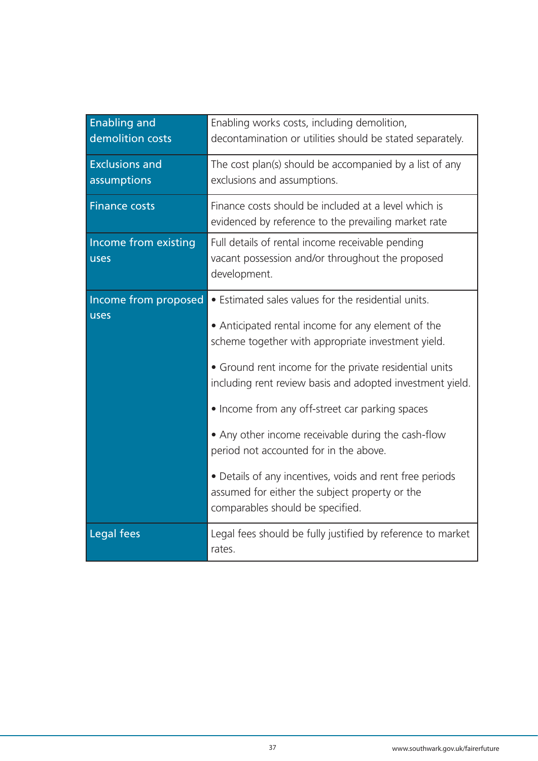| | |
|---|---|
| Enabling and demolition costs | Enabling works costs, including demolition, decontamination or utilities should be stated separately. |
| Exclusions and assumptions | The cost plan(s) should be accompanied by a list of any exclusions and assumptions. |
| Finance costs | Finance costs should be included at a level which is evidenced by reference to the prevailing market rate |
| Income from existing uses | Full details of rental income receivable pending vacant possession and/or throughout the proposed development. |
| Income from proposed uses | • Estimated sales values for the residential units.<br><br>• Anticipated rental income for any element of the scheme together with appropriate investment yield.<br><br>• Ground rent income for the private residential units including rent review basis and adopted investment yield.<br><br>• Income from any off-street car parking spaces<br><br>• Any other income receivable during the cash-flow period not accounted for in the above.<br><br>• Details of any incentives, voids and rent free periods assumed for either the subject property or the comparables should be specified. |
| Legal fees | Legal fees should be fully justified by reference to market rates. |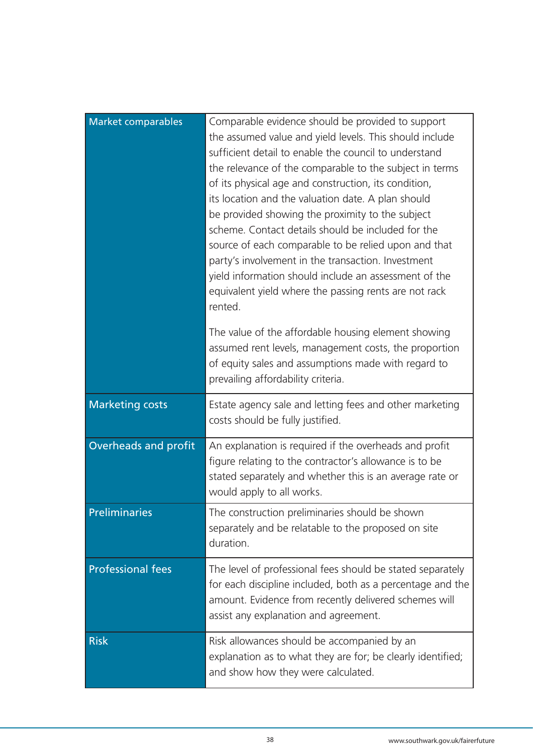| | |
|---|---|
| Market comparables | Comparable evidence should be provided to support the assumed value and yield levels. This should include sufficient detail to enable the council to understand the relevance of the comparable to the subject in terms of its physical age and construction, its condition, its location and the valuation date. A plan should be provided showing the proximity to the subject scheme. Contact details should be included for the source of each comparable to be relied upon and that party's involvement in the transaction. Investment yield information should include an assessment of the equivalent yield where the passing rents are not rack rented.<br><br>The value of the affordable housing element showing assumed rent levels, management costs, the proportion of equity sales and assumptions made with regard to prevailing affordability criteria. |
| Marketing costs | Estate agency sale and letting fees and other marketing costs should be fully justified. |
| Overheads and profit | An explanation is required if the overheads and profit figure relating to the contractor's allowance is to be stated separately and whether this is an average rate or would apply to all works. |
| Preliminaries | The construction preliminaries should be shown separately and be relatable to the proposed on site duration. |
| Professional fees | The level of professional fees should be stated separately for each discipline included, both as a percentage and the amount. Evidence from recently delivered schemes will assist any explanation and agreement. |
| Risk | Risk allowances should be accompanied by an explanation as to what they are for; be clearly identified; and show how they were calculated. |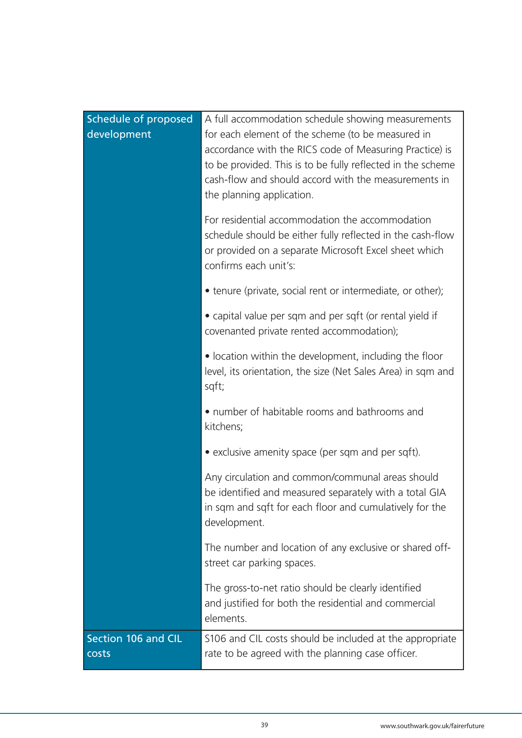| | |
|---|---|
| Schedule of proposed development | A full accommodation schedule showing measurements for each element of the scheme (to be measured in accordance with the RICS code of Measuring Practice) is to be provided. This is to be fully reflected in the scheme cash-flow and should accord with the measurements in the planning application.<br><br>For residential accommodation the accommodation schedule should be either fully reflected in the cash-flow or provided on a separate Microsoft Excel sheet which confirms each unit's:<br><br>• tenure (private, social rent or intermediate, or other);<br><br>• capital value per sqm and per sqft (or rental yield if covenanted private rented accommodation);<br><br>• location within the development, including the floor level, its orientation, the size (Net Sales Area) in sqm and sqft;<br><br>• number of habitable rooms and bathrooms and kitchens;<br><br>• exclusive amenity space (per sqm and per sqft).<br><br>Any circulation and common/communal areas should be identified and measured separately with a total GIA in sqm and sqft for each floor and cumulatively for the development.<br><br>The number and location of any exclusive or shared off-street car parking spaces.<br><br>The gross-to-net ratio should be clearly identified and justified for both the residential and commercial elements. |
| Section 106 and CIL costs | S106 and CIL costs should be included at the appropriate rate to be agreed with the planning case officer. |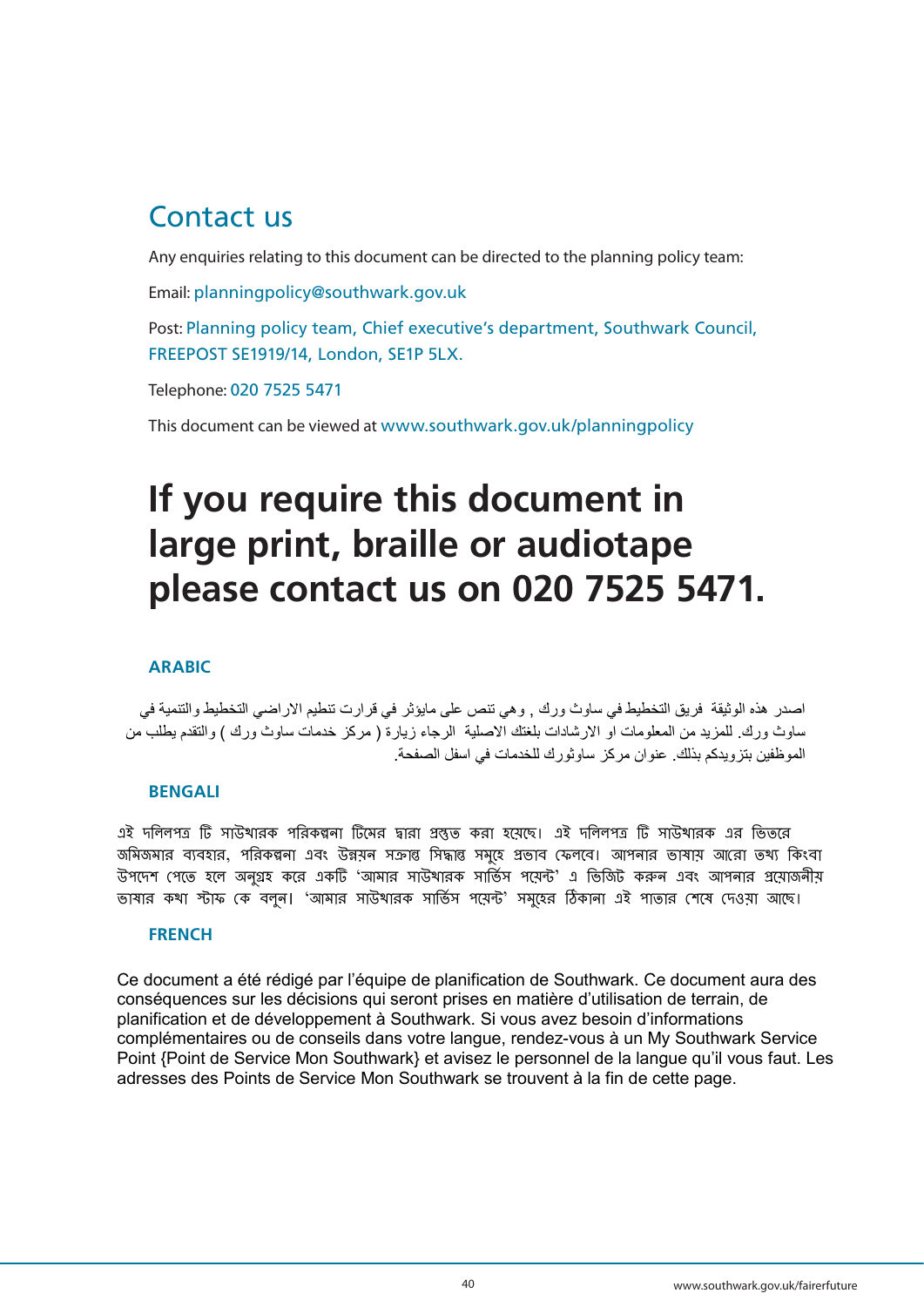## Contact us

Any enquiries relating to this document can be directed to the planning policy team:

Email: planningpolicy@southwark.gov.uk

Post: Planning policy team, Chief executive's department, Southwark Council, FREEPOST SE1919/14, London, SE1P 5LX.

Telephone: 020 7525 5471

This document can be viewed at www.southwark.gov.uk/planningpolicy

# If you require this document in large print, braille or audiotape please contact us on 020 7525 5471.

### ARABIC

اصدر هذه الوثيقة فريق التخطيط في ساوث ورك , وهي تنص على مايؤثر في قرارت تنظيم الاراضي التخطيط والتنمية في ساوث ورك. للمزيد من المعلومات او الارشادات بلغتك الاصلية الرجاء زيارة ( مركز خدمات ساوث ورك ) والتقدم يطلب من الموظفين بتزويدكم بذلك. عنوان مركز ساوثورك للخدمات في اسفل الصفحة.

### BENGALI

এই দলিলপত্র টি সাউথারক পরিকল্পনা টিমের দ্বারা প্রস্তুত করা হয়েছে। এই দলিলপত্র টি সাউথারক এর ভিতরে জমিজমার ব্যবহার, পরিকল্পনা এবং উন্নয়ন সক্রান্ত সিদ্ধান্ত সমূহে প্রভাব ফেলবে। আপনার ভাষায় আরো তথ্য কিংবা উপদেশ পেতে হলে অনুগ্রহ করে একটি 'আমার সাউথারক সার্ভিস পয়েন্ট' এ ভিজিট করুন এবং আপনার প্রয়োজনীয় ভাষার কথা স্টাফ কে বলুন। 'আমার সাউথারক সার্ভিস পয়েন্ট' সমূহের ঠিকানা এই পাতার শেষে দেওয়া আছে।

### FRENCH

Ce document a été rédigé par l'équipe de planification de Southwark. Ce document aura des conséquences sur les décisions qui seront prises en matière d'utilisation de terrain, de planification et de développement à Southwark. Si vous avez besoin d'informations complémentaires ou de conseils dans votre langue, rendez-vous à un My Southwark Service Point {Point de Service Mon Southwark} et avisez le personnel de la langue qu'il vous faut. Les adresses des Points de Service Mon Southwark se trouvent à la fin de cette page.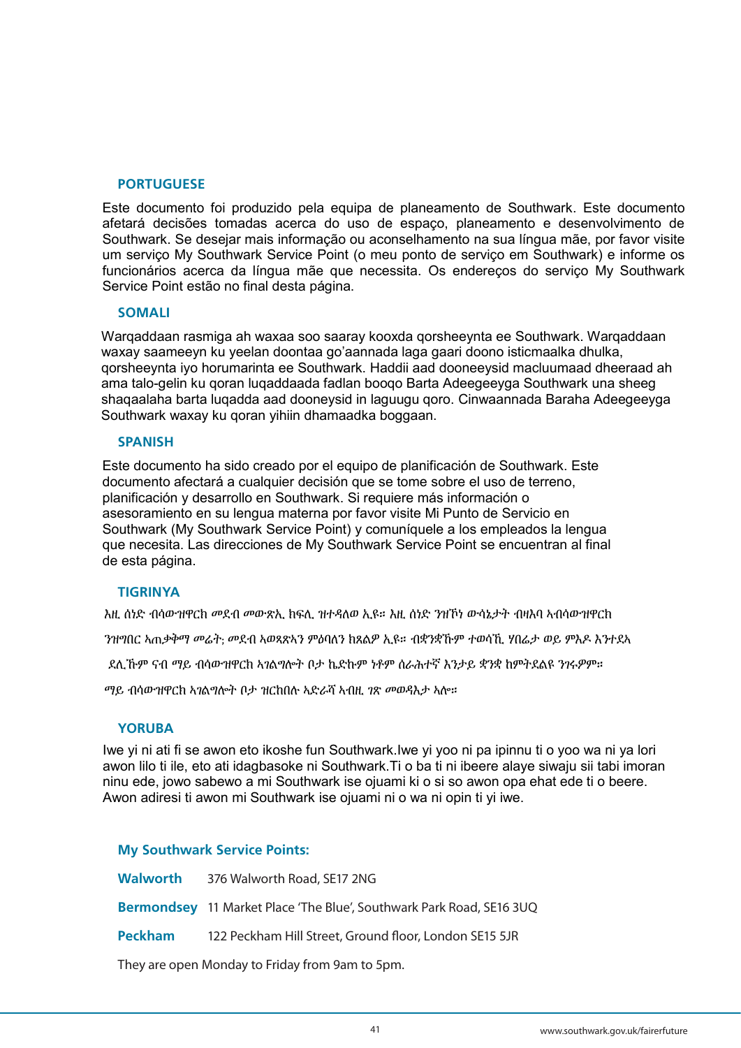## PORTUGUESE

Este documento foi produzido pela equipa de planeamento de Southwark. Este documento afetará decisões tomadas acerca do uso de espaço, planeamento e desenvolvimento de Southwark. Se desejar mais informação ou aconselhamento na sua língua mãe, por favor visite um serviço My Southwark Service Point (o meu ponto de serviço em Southwark) e informe os funcionários acerca da língua mãe que necessita. Os endereços do serviço My Southwark Service Point estão no final desta página.

## SOMALI

Warqaddaan rasmiga ah waxaa soo saaray kooxda qorsheeynta ee Southwark. Warqaddaan waxay saameeyn ku yeelan doontaa go'aannada laga gaari doono isticmaalka dhulka, qorsheeynta iyo horumarinta ee Southwark. Haddii aad dooneeysid macluumaad dheeraad ah ama talo-gelin ku qoran luqaddaada fadlan booqo Barta Adeegeeyga Southwark una sheeg shaqaalaha barta luqadda aad dooneysid in laguugu qoro. Cinwaannada Baraha Adeegeeyga Southwark waxay ku qoran yihiin dhamaadka boggaan.

## SPANISH

Este documento ha sido creado por el equipo de planificación de Southwark. Este documento afectará a cualquier decisión que se tome sobre el uso de terreno, planificación y desarrollo en Southwark. Si requiere más información o asesoramiento en su lengua materna por favor visite Mi Punto de Servicio en Southwark (My Southwark Service Point) y comuníquele a los empleados la lengua que necesita. Las direcciones de My Southwark Service Point se encuentran al final de esta página.

## TIGRINYA

እዚ ሰነድ ብሳውዝዋርክ መደብ መውጽኢ ክፍሊ ዝተዳለወ ኢዩ። እዚ ሰነድ ንዝኾነ ውሳኔታት ብዛእባ ኣብሳውዝዋርክ ንዝግበር ኣጠቓቕማ መሬት፡ መደብ ኣወጻጽኣን ምዕባለን ከጸልዎ ኢዩ። ብቛንቋኹም ተወሳኺ ሃበሬታ ወይ ምኽሪ እንተደኣ ደሊኹም ናብ ማይ ብሳውዝዋርክ ኣገልግሎት ቦታ ኬድኩም ኑቶም ሰራሕተኛ እንታይ ቛንቛ ከምትደልዩ ንገሩዎም። ማይ ብሳውዝዋርክ ኣገልግሎት ቦታ ዝርከበሉ ኣድራሻ ኣብዚ ገጽ መወዳእታ ኣሎ።

## YORUBA

Iwe yi ni ati fi se awon eto ikoshe fun Southwark.Iwe yi yoo ni pa ipinnu ti o yoo wa ni ya lori awon lilo ti ile, eto ati idagbasoke ni Southwark.Ti o ba ti ni ibeere alaye siwaju sii tabi imoran ninu ede, jowo sabewo a mi Southwark ise ojuami ki o si so awon opa ehat ede ti o beere. Awon adiresi ti awon mi Southwark ise ojuami ni o wa ni opin ti yi iwe.

### My Southwark Service Points:

**Walworth** 376 Walworth Road, SE17 2NG

**Bermondsey** 11 Market Place 'The Blue', Southwark Park Road, SE16 3UQ

**Peckham** 122 Peckham Hill Street, Ground floor, London SE15 5JR

They are open Monday to Friday from 9am to 5pm.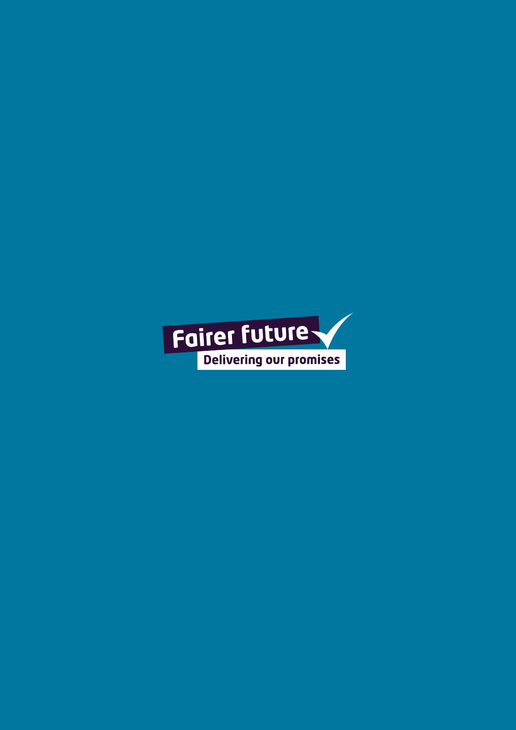Fairer future

Delivering our promises